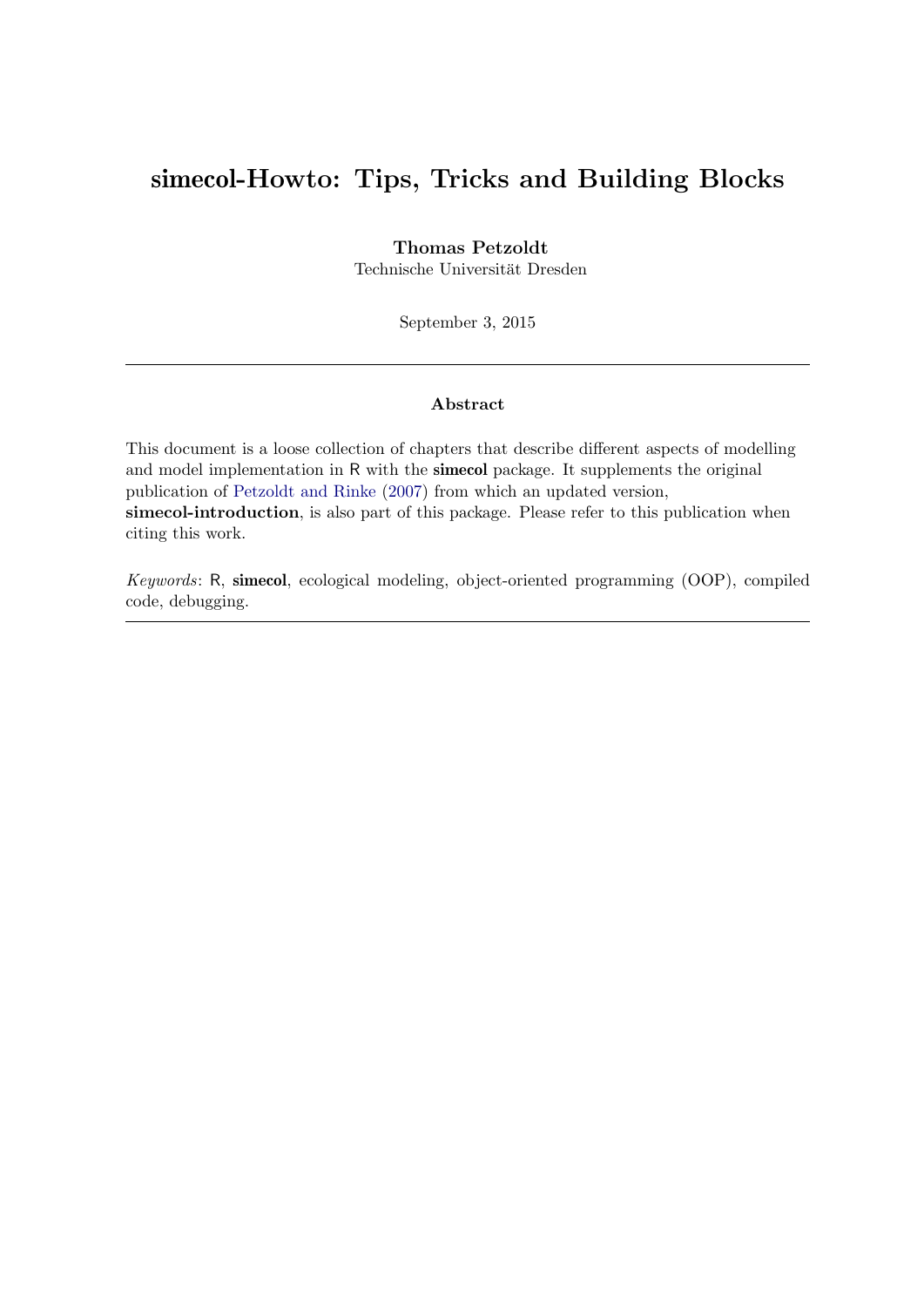# simecol-Howto: Tips, Tricks and Building Blocks

**Thomas Petzoldt**
Technische Universität Dresden

September 3, 2015

---

### Abstract

This document is a loose collection of chapters that describe different aspects of modelling and model implementation in R with the **simecol** package. It supplements the original publication of Petzoldt and Rinke (2007) from which an updated version, **simecol-introduction**, is also part of this package. Please refer to this publication when citing this work.

*Keywords*: R, **simecol**, ecological modeling, object-oriented programming (OOP), compiled code, debugging.

---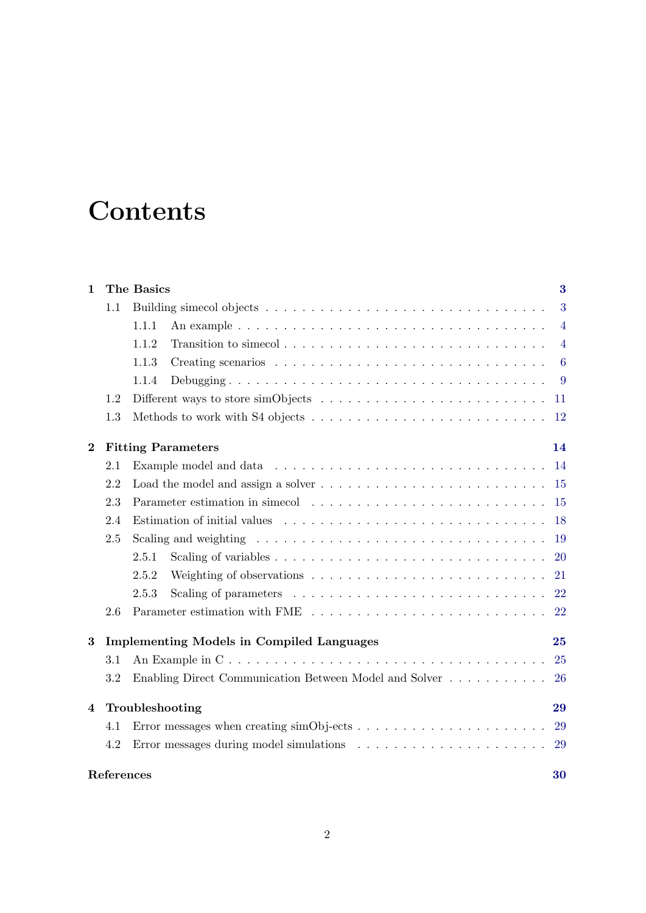# Contents

**1 The Basics** **3**

- 1.1 Building simecol objects . . . . . 3
  - 1.1.1 An example . . . . . 4
  - 1.1.2 Transition to simecol . . . . . 4
  - 1.1.3 Creating scenarios . . . . . 6
  - 1.1.4 Debugging . . . . . 9
- 1.2 Different ways to store simObjects . . . . . 11
- 1.3 Methods to work with S4 objects . . . . . 12

**2 Fitting Parameters** **14**

- 2.1 Example model and data . . . . . 14
- 2.2 Load the model and assign a solver . . . . . 15
- 2.3 Parameter estimation in simecol . . . . . 15
- 2.4 Estimation of initial values . . . . . 18
- 2.5 Scaling and weighting . . . . . 19
  - 2.5.1 Scaling of variables . . . . . 20
  - 2.5.2 Weighting of observations . . . . . 21
  - 2.5.3 Scaling of parameters . . . . . 22
- 2.6 Parameter estimation with FME . . . . . 22

**3 Implementing Models in Compiled Languages** **25**

- 3.1 An Example in C . . . . . 25
- 3.2 Enabling Direct Communication Between Model and Solver . . . . . 26

**4 Troubleshooting** **29**

- 4.1 Error messages when creating simObj-ects . . . . . 29
- 4.2 Error messages during model simulations . . . . . 29

**References** **30**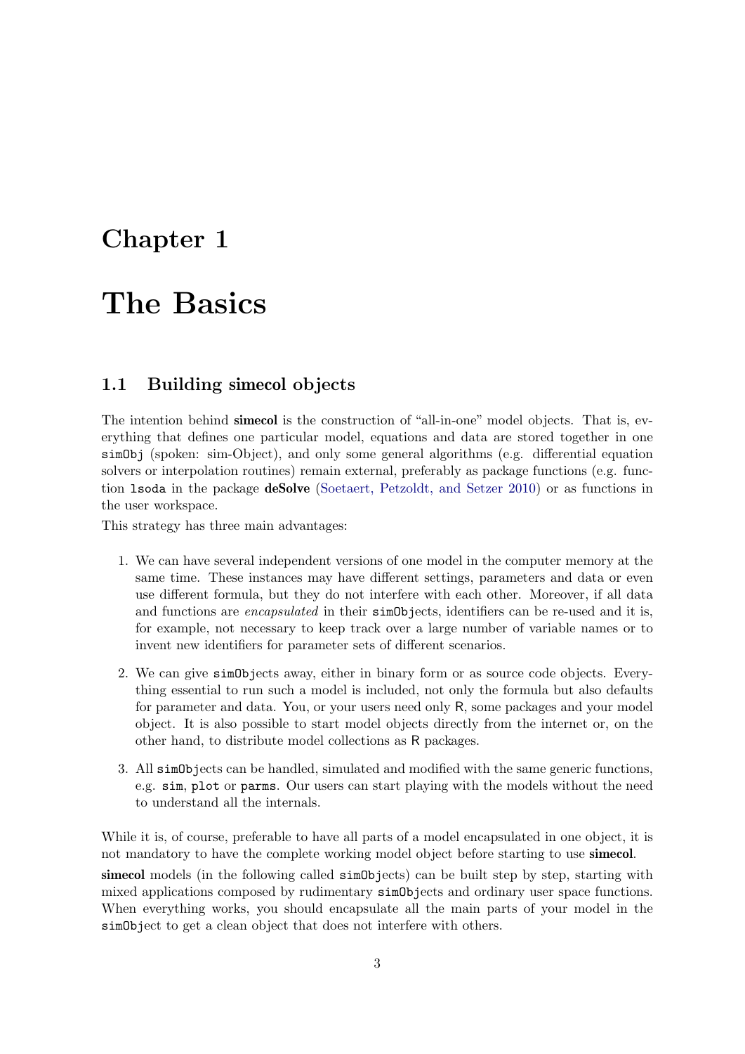# Chapter 1

# The Basics

## 1.1 Building simecol objects

The intention behind **simecol** is the construction of "all-in-one" model objects. That is, everything that defines one particular model, equations and data are stored together in one `simObj` (spoken: sim-Object), and only some general algorithms (e.g. differential equation solvers or interpolation routines) remain external, preferably as package functions (e.g. function `lsoda` in the package **deSolve** (Soetaert, Petzoldt, and Setzer 2010) or as functions in the user workspace.

This strategy has three main advantages:

1. We can have several independent versions of one model in the computer memory at the same time. These instances may have different settings, parameters and data or even use different formula, but they do not interfere with each other. Moreover, if all data and functions are *encapsulated* in their `simObject`s, identifiers can be re-used and it is, for example, not necessary to keep track over a large number of variable names or to invent new identifiers for parameter sets of different scenarios.

2. We can give `simObject`s away, either in binary form or as source code objects. Everything essential to run such a model is included, not only the formula but also defaults for parameter and data. You, or your users need only R, some packages and your model object. It is also possible to start model objects directly from the internet or, on the other hand, to distribute model collections as R packages.

3. All `simObject`s can be handled, simulated and modified with the same generic functions, e.g. `sim`, `plot` or `parms`. Our users can start playing with the models without the need to understand all the internals.

While it is, of course, preferable to have all parts of a model encapsulated in one object, it is not mandatory to have the complete working model object before starting to use **simecol**.

**simecol** models (in the following called `simObject`s) can be built step by step, starting with mixed applications composed by rudimentary `simObject`s and ordinary user space functions. When everything works, you should encapsulate all the main parts of your model in the `simObject` to get a clean object that does not interfere with others.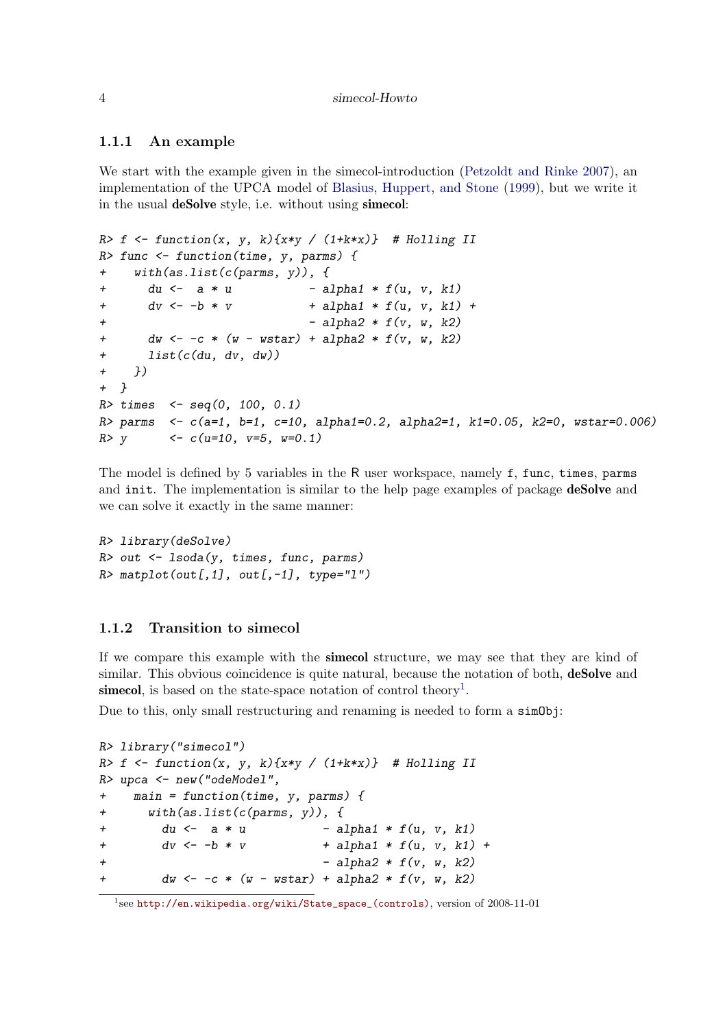### 1.1.1 An example

We start with the example given in the simecol-introduction (Petzoldt and Rinke 2007), an implementation of the UPCA model of Blasius, Huppert, and Stone (1999), but we write it in the usual **deSolve** style, i.e. without using **simecol**:

```
R> f <- function(x, y, k){x*y / (1+k*x)}  # Holling II
R> func <- function(time, y, parms) {
+    with(as.list(c(parms, y)), {
+      du <-  a * u           - alpha1 * f(u, v, k1)
+      dv <- -b * v           + alpha1 * f(u, v, k1) +
+                             - alpha2 * f(v, w, k2)
+      dw <- -c * (w - wstar) + alpha2 * f(v, w, k2)
+      list(c(du, dv, dw))
+    })
+  }
R> times  <- seq(0, 100, 0.1)
R> parms  <- c(a=1, b=1, c=10, alpha1=0.2, alpha2=1, k1=0.05, k2=0, wstar=0.006)
R> y      <- c(u=10, v=5, w=0.1)
```

The model is defined by 5 variables in the R user workspace, namely `f`, `func`, `times`, `parms` and `init`. The implementation is similar to the help page examples of package **deSolve** and we can solve it exactly in the same manner:

```
R> library(deSolve)
R> out <- lsoda(y, times, func, parms)
R> matplot(out[,1], out[,-1], type="l")
```

### 1.1.2 Transition to simecol

If we compare this example with the **simecol** structure, we may see that they are kind of similar. This obvious coincidence is quite natural, because the notation of both, **deSolve** and **simecol**, is based on the state-space notation of control theory[1].

Due to this, only small restructuring and renaming is needed to form a `simObj`:

```
R> library("simecol")
R> f <- function(x, y, k){x*y / (1+k*x)}  # Holling II
R> upca <- new("odeModel",
+    main = function(time, y, parms) {
+      with(as.list(c(parms, y)), {
+        du <-  a * u           - alpha1 * f(u, v, k1)
+        dv <- -b * v           + alpha1 * f(u, v, k1) +
+                               - alpha2 * f(v, w, k2)
+        dw <- -c * (w - wstar) + alpha2 * f(v, w, k2)
```

[1] see http://en.wikipedia.org/wiki/State_space_(controls), version of 2008-11-01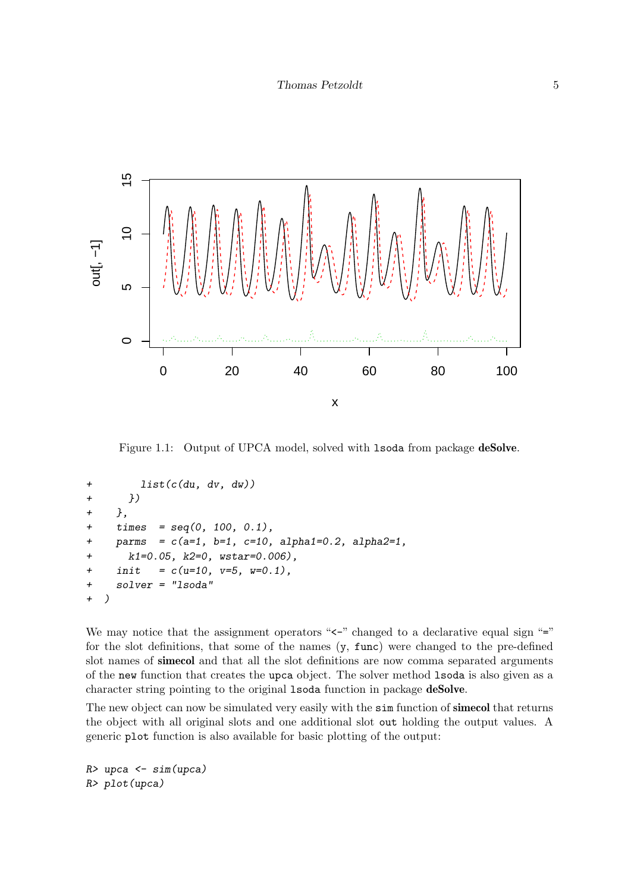Figure 1.1: Output of UPCA model, solved with `lsoda` from package **deSolve**.

```
+          list(c(du, dv, dw))
+        })
+     },
+     times  = seq(0, 100, 0.1),
+     parms  = c(a=1, b=1, c=10, alpha1=0.2, alpha2=1,
+       k1=0.05, k2=0, wstar=0.006),
+     init   = c(u=10, v=5, w=0.1),
+     solver = "lsoda"
+   )
```

We may notice that the assignment operators "`<-`" changed to a declarative equal sign "`=`" for the slot definitions, that some of the names (`y`, `func`) were changed to the pre-defined slot names of **simecol** and that all the slot definitions are now comma separated arguments of the `new` function that creates the `upca` object. The solver method `lsoda` is also given as a character string pointing to the original `lsoda` function in package **deSolve**.

The new object can now be simulated very easily with the `sim` function of **simecol** that returns the object with all original slots and one additional slot `out` holding the output values. A generic `plot` function is also available for basic plotting of the output:

```
R> upca <- sim(upca)
R> plot(upca)
```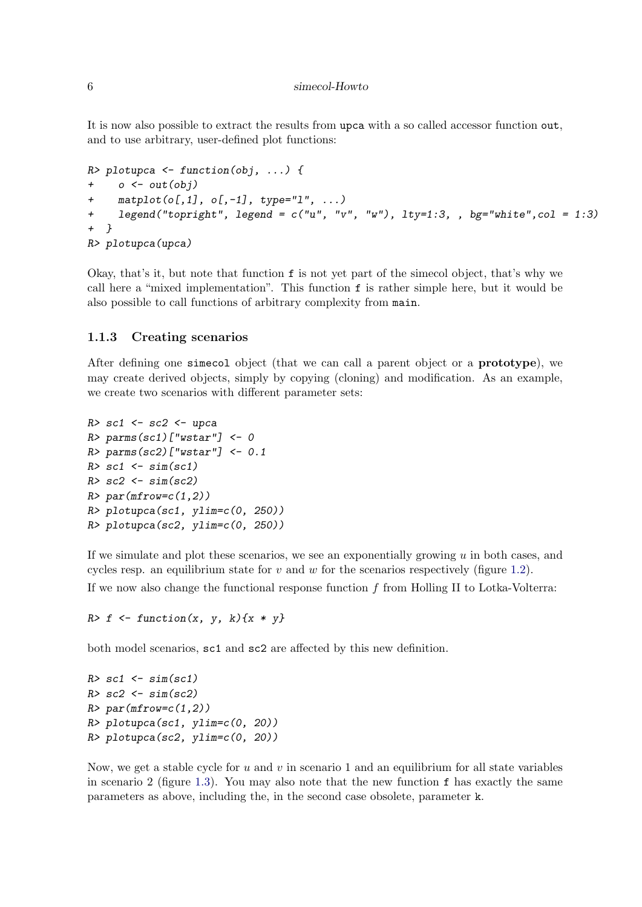It is now also possible to extract the results from `upca` with a so called accessor function `out`, and to use arbitrary, user-defined plot functions:

```
R> plotupca <- function(obj, ...) {
+    o <- out(obj)
+    matplot(o[,1], o[,-1], type="l", ...)
+    legend("topright", legend = c("u", "v", "w"), lty=1:3, , bg="white",col = 1:3)
+  }
R> plotupca(upca)
```

Okay, that's it, but note that function `f` is not yet part of the simecol object, that's why we call here a "mixed implementation". This function `f` is rather simple here, but it would be also possible to call functions of arbitrary complexity from `main`.

### 1.1.3 Creating scenarios

After defining one `simecol` object (that we can call a parent object or a **prototype**), we may create derived objects, simply by copying (cloning) and modification. As an example, we create two scenarios with different parameter sets:

```
R> sc1 <- sc2 <- upca
R> parms(sc1)["wstar"] <- 0
R> parms(sc2)["wstar"] <- 0.1
R> sc1 <- sim(sc1)
R> sc2 <- sim(sc2)
R> par(mfrow=c(1,2))
R> plotupca(sc1, ylim=c(0, 250))
R> plotupca(sc2, ylim=c(0, 250))
```

If we simulate and plot these scenarios, we see an exponentially growing $u$ in both cases, and cycles resp. an equilibrium state for $v$ and $w$ for the scenarios respectively (figure 1.2).

If we now also change the functional response function $f$ from Holling II to Lotka-Volterra:

```
R> f <- function(x, y, k){x * y}
```

both model scenarios, `sc1` and `sc2` are affected by this new definition.

```
R> sc1 <- sim(sc1)
R> sc2 <- sim(sc2)
R> par(mfrow=c(1,2))
R> plotupca(sc1, ylim=c(0, 20))
R> plotupca(sc2, ylim=c(0, 20))
```

Now, we get a stable cycle for $u$ and $v$ in scenario 1 and an equilibrium for all state variables in scenario 2 (figure 1.3). You may also note that the new function `f` has exactly the same parameters as above, including the, in the second case obsolete, parameter `k`.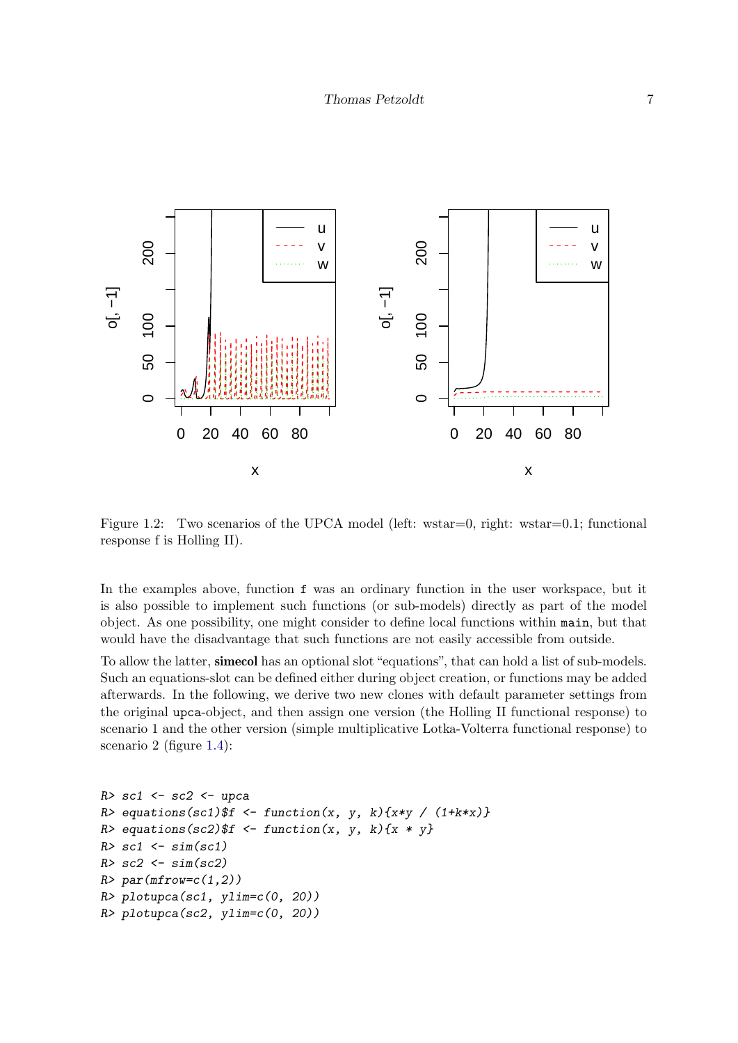Figure 1.2: Two scenarios of the UPCA model (left: wstar=0, right: wstar=0.1; functional response f is Holling II).

In the examples above, function `f` was an ordinary function in the user workspace, but it is also possible to implement such functions (or sub-models) directly as part of the model object. As one possibility, one might consider to define local functions within `main`, but that would have the disadvantage that such functions are not easily accessible from outside.

To allow the latter, **simecol** has an optional slot "equations", that can hold a list of sub-models. Such an equations-slot can be defined either during object creation, or functions may be added afterwards. In the following, we derive two new clones with default parameter settings from the original `upca`-object, and then assign one version (the Holling II functional response) to scenario 1 and the other version (simple multiplicative Lotka-Volterra functional response) to scenario 2 (figure 1.4):

```
R> sc1 <- sc2 <- upca
R> equations(sc1)$f <- function(x, y, k){x*y / (1+k*x)}
R> equations(sc2)$f <- function(x, y, k){x * y}
R> sc1 <- sim(sc1)
R> sc2 <- sim(sc2)
R> par(mfrow=c(1,2))
R> plotupca(sc1, ylim=c(0, 20))
R> plotupca(sc2, ylim=c(0, 20))
```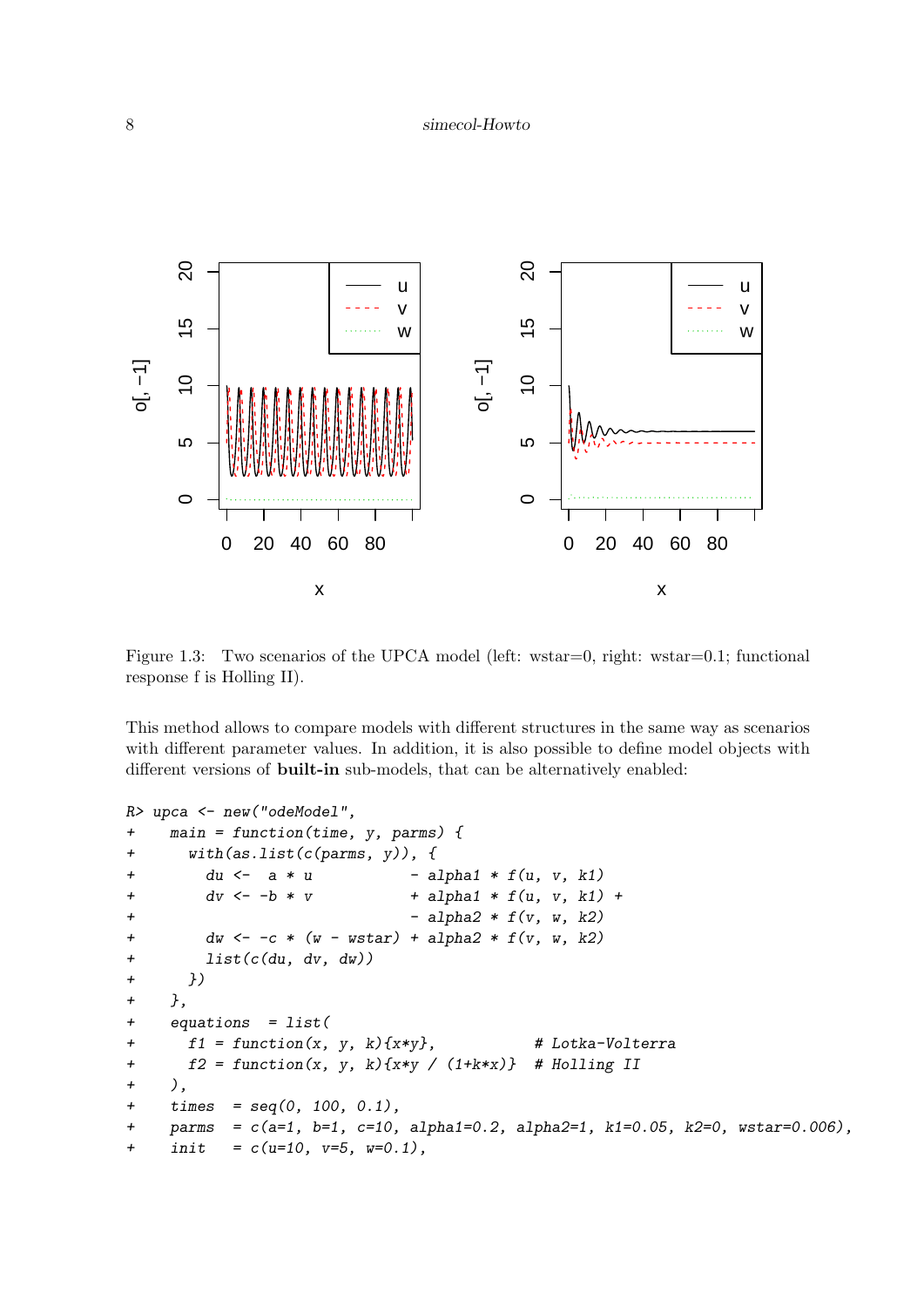Figure 1.3: Two scenarios of the UPCA model (left: wstar=0, right: wstar=0.1; functional response f is Holling II).

This method allows to compare models with different structures in the same way as scenarios with different parameter values. In addition, it is also possible to define model objects with different versions of **built-in** sub-models, that can be alternatively enabled:

```
R> upca <- new("odeModel",
+    main = function(time, y, parms) {
+      with(as.list(c(parms, y)), {
+        du <-  a * u           - alpha1 * f(u, v, k1)
+        dv <- -b * v           + alpha1 * f(u, v, k1) +
+                               - alpha2 * f(v, w, k2)
+        dw <- -c * (w - wstar) + alpha2 * f(v, w, k2)
+        list(c(du, dv, dw))
+      })
+    },
+    equations  = list(
+      f1 = function(x, y, k){x*y},           # Lotka-Volterra
+      f2 = function(x, y, k){x*y / (1+k*x)}  # Holling II
+    ),
+    times  = seq(0, 100, 0.1),
+    parms  = c(a=1, b=1, c=10, alpha1=0.2, alpha2=1, k1=0.05, k2=0, wstar=0.006),
+    init   = c(u=10, v=5, w=0.1),
```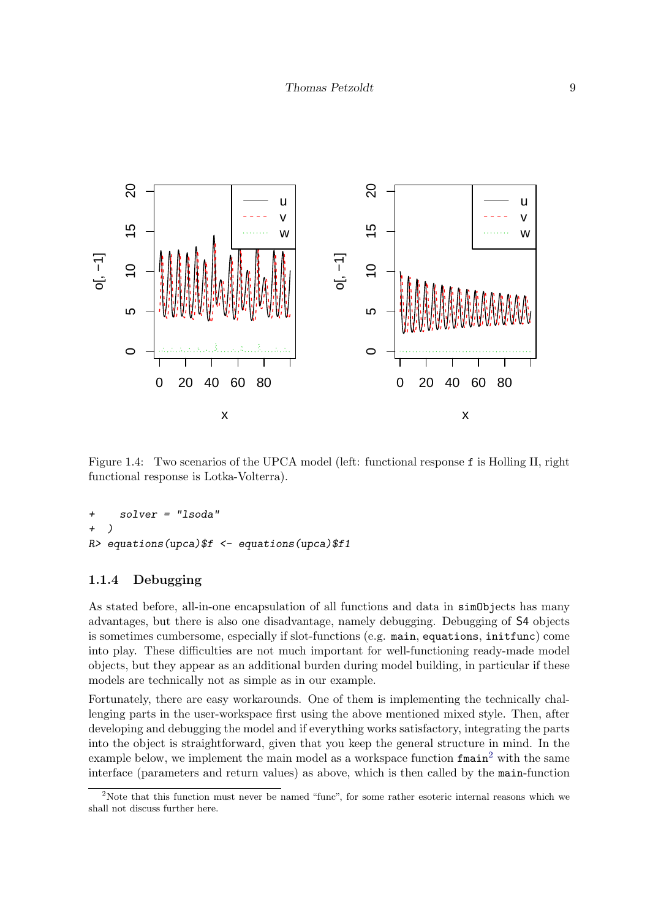Figure 1.4: Two scenarios of the UPCA model (left: functional response `f` is Holling II, right functional response is Lotka-Volterra).

```
+     solver = "lsoda"
+  )
R> equations(upca)$f <- equations(upca)$f1
```

### 1.1.4 Debugging

As stated before, all-in-one encapsulation of all functions and data in `simObjects` has many advantages, but there is also one disadvantage, namely debugging. Debugging of `S4` objects is sometimes cumbersome, especially if slot-functions (e.g. `main`, `equations`, `initfunc`) come into play. These difficulties are not much important for well-functioning ready-made model objects, but they appear as an additional burden during model building, in particular if these models are technically not as simple as in our example.

Fortunately, there are easy workarounds. One of them is implementing the technically challenging parts in the user-workspace first using the above mentioned mixed style. Then, after developing and debugging the model and if everything works satisfactory, integrating the parts into the object is straightforward, given that you keep the general structure in mind. In the example below, we implement the main model as a workspace function `fmain`[2] with the same interface (parameters and return values) as above, which is then called by the `main`-function

[2] Note that this function must never be named "func", for some rather esoteric internal reasons which we shall not discuss further here.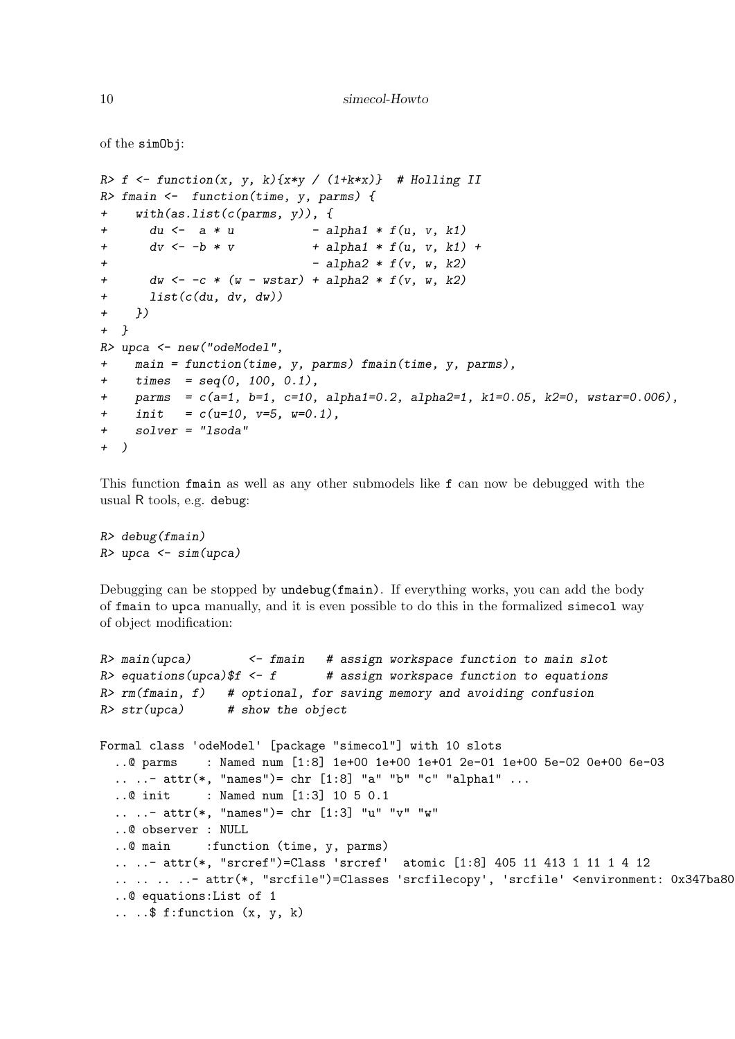of the simObj:

```
R> f <- function(x, y, k){x*y / (1+k*x)}  # Holling II
R> fmain <-  function(time, y, parms) {
+    with(as.list(c(parms, y)), {
+      du <-  a * u           - alpha1 * f(u, v, k1)
+      dv <- -b * v           + alpha1 * f(u, v, k1) +
+                             - alpha2 * f(v, w, k2)
+      dw <- -c * (w - wstar) + alpha2 * f(v, w, k2)
+      list(c(du, dv, dw))
+    })
+  }
R> upca <- new("odeModel",
+    main = function(time, y, parms) fmain(time, y, parms),
+    times  = seq(0, 100, 0.1),
+    parms  = c(a=1, b=1, c=10, alpha1=0.2, alpha2=1, k1=0.05, k2=0, wstar=0.006),
+    init   = c(u=10, v=5, w=0.1),
+    solver = "lsoda"
+  )
```

This function fmain as well as any other submodels like f can now be debugged with the usual R tools, e.g. debug:

```
R> debug(fmain)
R> upca <- sim(upca)
```

Debugging can be stopped by undebug(fmain). If everything works, you can add the body of fmain to upca manually, and it is even possible to do this in the formalized simecol way of object modification:

```
R> main(upca)        <- fmain   # assign workspace function to main slot
R> equations(upca)$f <- f       # assign workspace function to equations
R> rm(fmain, f)   # optional, for saving memory and avoiding confusion
R> str(upca)      # show the object

Formal class 'odeModel' [package "simecol"] with 10 slots
  ..@ parms    : Named num [1:8] 1e+00 1e+00 1e+01 2e-01 1e+00 5e-02 0e+00 6e-03
  .. ..- attr(*, "names")= chr [1:8] "a" "b" "c" "alpha1" ...
  ..@ init     : Named num [1:3] 10 5 0.1
  .. ..- attr(*, "names")= chr [1:3] "u" "v" "w"
  ..@ observer : NULL
  ..@ main     :function (time, y, parms)
  .. ..- attr(*, "srcref")=Class 'srcref'  atomic [1:8] 405 11 413 1 11 1 4 12
  .. .. .. ..- attr(*, "srcfile")=Classes 'srcfilecopy', 'srcfile' <environment: 0x347ba80
  ..@ equations:List of 1
  .. ..$ f:function (x, y, k)
```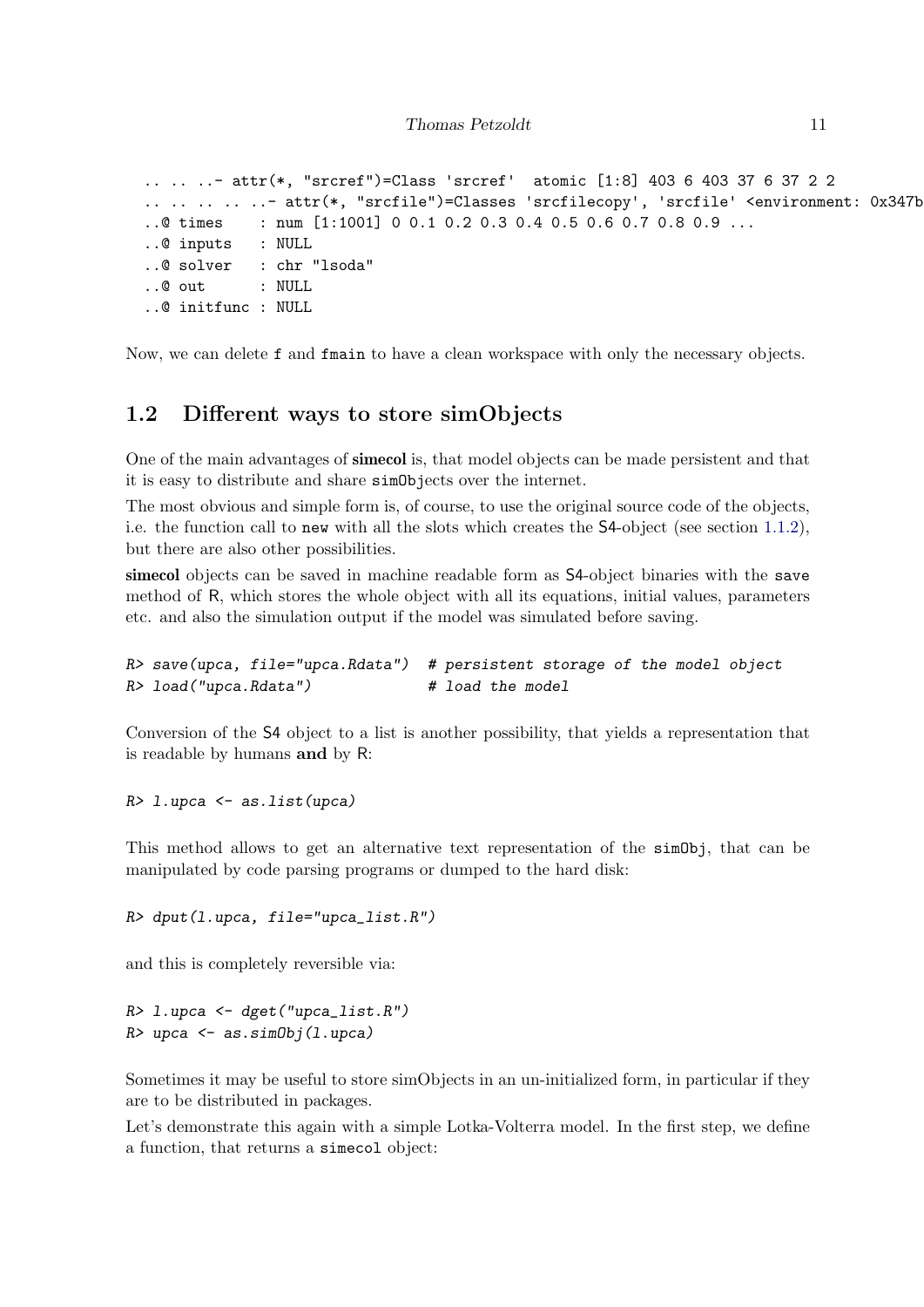```
.. .. ..- attr(*, "srcref")=Class 'srcref'  atomic [1:8] 403 6 403 37 6 37 2 2
.. .. .. .. ..- attr(*, "srcfile")=Classes 'srcfilecopy', 'srcfile' <environment: 0x347b
..@ times    : num [1:1001] 0 0.1 0.2 0.3 0.4 0.5 0.6 0.7 0.8 0.9 ...
..@ inputs   : NULL
..@ solver   : chr "lsoda"
..@ out      : NULL
..@ initfunc : NULL
```

Now, we can delete `f` and `fmain` to have a clean workspace with only the necessary objects.

## 1.2 Different ways to store simObjects

One of the main advantages of **simecol** is, that model objects can be made persistent and that it is easy to distribute and share `simObj`ects over the internet.

The most obvious and simple form is, of course, to use the original source code of the objects, i.e. the function call to `new` with all the slots which creates the S4-object (see section 1.1.2), but there are also other possibilities.

**simecol** objects can be saved in machine readable form as S4-object binaries with the `save` method of R, which stores the whole object with all its equations, initial values, parameters etc. and also the simulation output if the model was simulated before saving.

```
R> save(upca, file="upca.Rdata")  # persistent storage of the model object
R> load("upca.Rdata")             # load the model
```

Conversion of the S4 object to a list is another possibility, that yields a representation that is readable by humans **and** by R:

```
R> l.upca <- as.list(upca)
```

This method allows to get an alternative text representation of the `simObj`, that can be manipulated by code parsing programs or dumped to the hard disk:

```
R> dput(l.upca, file="upca_list.R")
```

and this is completely reversible via:

```
R> l.upca <- dget("upca_list.R")
R> upca <- as.simObj(l.upca)
```

Sometimes it may be useful to store simObjects in an un-initialized form, in particular if they are to be distributed in packages.

Let's demonstrate this again with a simple Lotka-Volterra model. In the first step, we define a function, that returns a `simecol` object: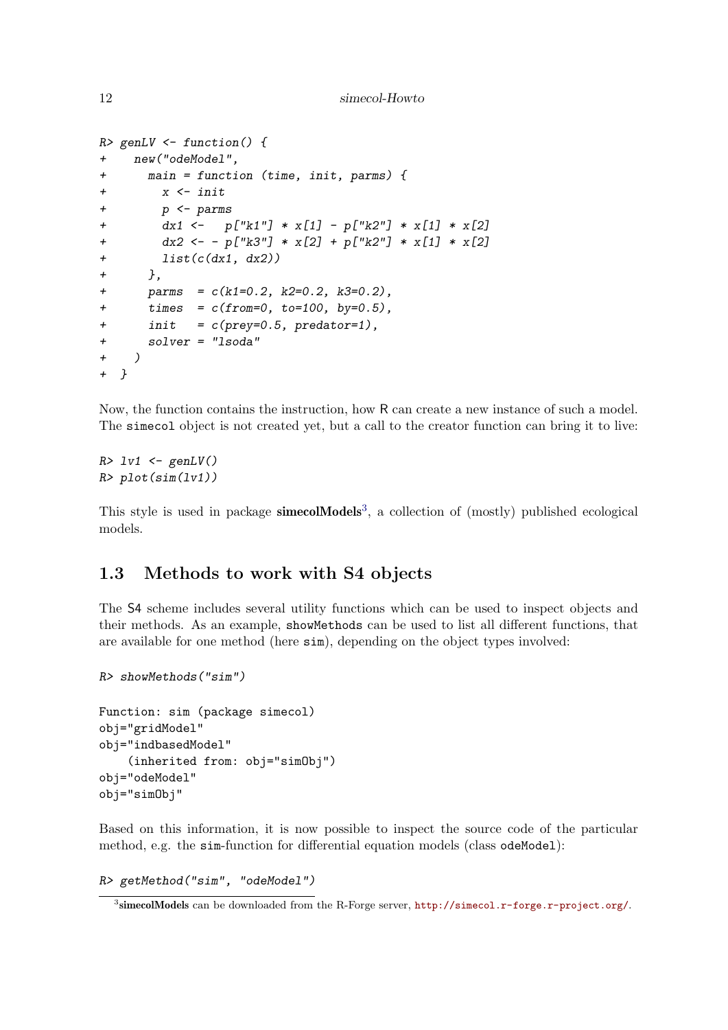```
R> genLV <- function() {
+   new("odeModel",
+     main = function (time, init, parms) {
+       x <- init
+       p <- parms
+       dx1 <-   p["k1"] * x[1] - p["k2"] * x[1] * x[2]
+       dx2 <- - p["k3"] * x[2] + p["k2"] * x[1] * x[2]
+       list(c(dx1, dx2))
+     },
+     parms  = c(k1=0.2, k2=0.2, k3=0.2),
+     times  = c(from=0, to=100, by=0.5),
+     init   = c(prey=0.5, predator=1),
+     solver = "lsoda"
+   )
+ }
```

Now, the function contains the instruction, how R can create a new instance of such a model. The `simecol` object is not created yet, but a call to the creator function can bring it to live:

```
R> lv1 <- genLV()
R> plot(sim(lv1))
```

This style is used in package **simecolModels**[3], a collection of (mostly) published ecological models.

## 1.3 Methods to work with S4 objects

The S4 scheme includes several utility functions which can be used to inspect objects and their methods. As an example, `showMethods` can be used to list all different functions, that are available for one method (here `sim`), depending on the object types involved:

```
R> showMethods("sim")

Function: sim (package simecol)
obj="gridModel"
obj="indbasedModel"
    (inherited from: obj="simObj")
obj="odeModel"
obj="simObj"
```

Based on this information, it is now possible to inspect the source code of the particular method, e.g. the `sim`-function for differential equation models (class `odeModel`):

```
R> getMethod("sim", "odeModel")
```

[3] **simecolModels** can be downloaded from the R-Forge server, http://simecol.r-forge.r-project.org/.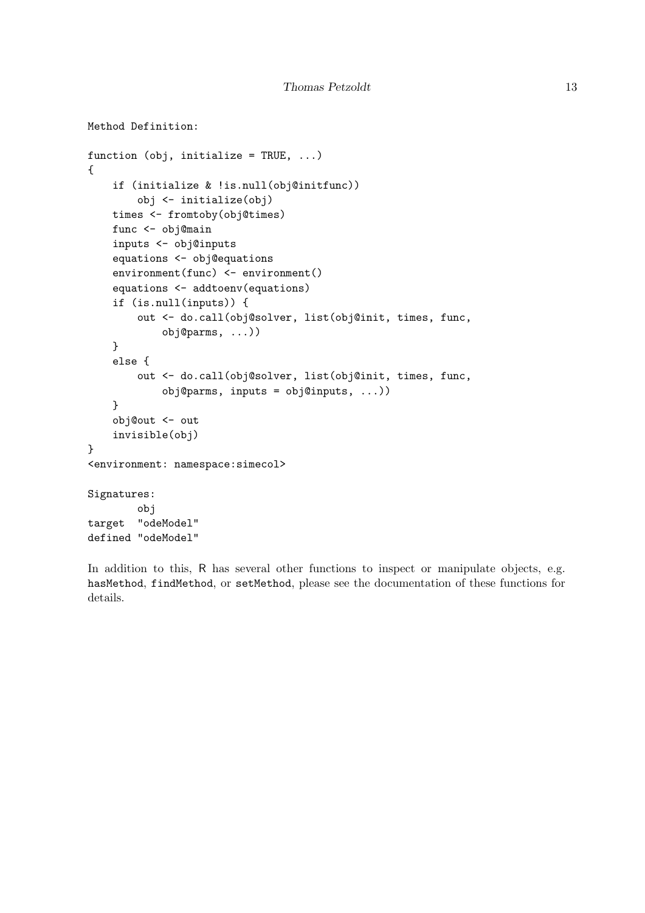```
Method Definition:

function (obj, initialize = TRUE, ...)
{
    if (initialize & !is.null(obj@initfunc))
        obj <- initialize(obj)
    times <- fromtoby(obj@times)
    func <- obj@main
    inputs <- obj@inputs
    equations <- obj@equations
    environment(func) <- environment()
    equations <- addtoenv(equations)
    if (is.null(inputs)) {
        out <- do.call(obj@solver, list(obj@init, times, func,
            obj@parms, ...))
    }
    else {
        out <- do.call(obj@solver, list(obj@init, times, func,
            obj@parms, inputs = obj@inputs, ...))
    }
    obj@out <- out
    invisible(obj)
}
<environment: namespace:simecol>

Signatures:
        obj
target  "odeModel"
defined "odeModel"
```

In addition to this, R has several other functions to inspect or manipulate objects, e.g. `hasMethod`, `findMethod`, or `setMethod`, please see the documentation of these functions for details.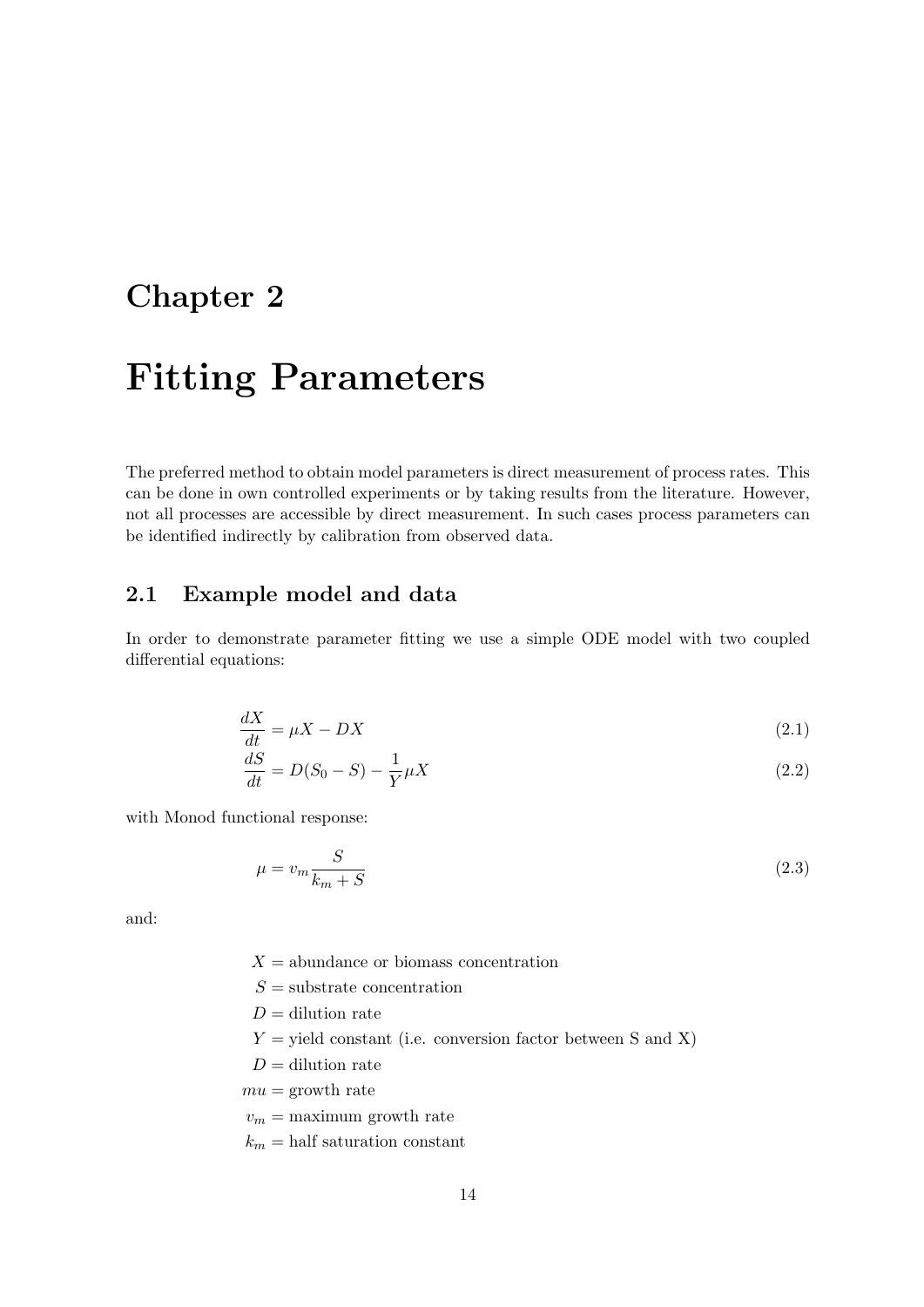# Chapter 2

# Fitting Parameters

The preferred method to obtain model parameters is direct measurement of process rates. This can be done in own controlled experiments or by taking results from the literature. However, not all processes are accessible by direct measurement. In such cases process parameters can be identified indirectly by calibration from observed data.

## 2.1 Example model and data

In order to demonstrate parameter fitting we use a simple ODE model with two coupled differential equations:

$$\frac{dX}{dt} = \mu X - DX \tag{2.1}$$

$$\frac{dS}{dt} = D(S_0 - S) - \frac{1}{Y}\mu X \tag{2.2}$$

with Monod functional response:

$$\mu = v_m \frac{S}{k_m + S} \tag{2.3}$$

and:

$X$ = abundance or biomass concentration  
$S$ = substrate concentration  
$D$ = dilution rate  
$Y$ = yield constant (i.e. conversion factor between S and X)  
$D$ = dilution rate  
$mu$ = growth rate  
$v_m$ = maximum growth rate  
$k_m$ = half saturation constant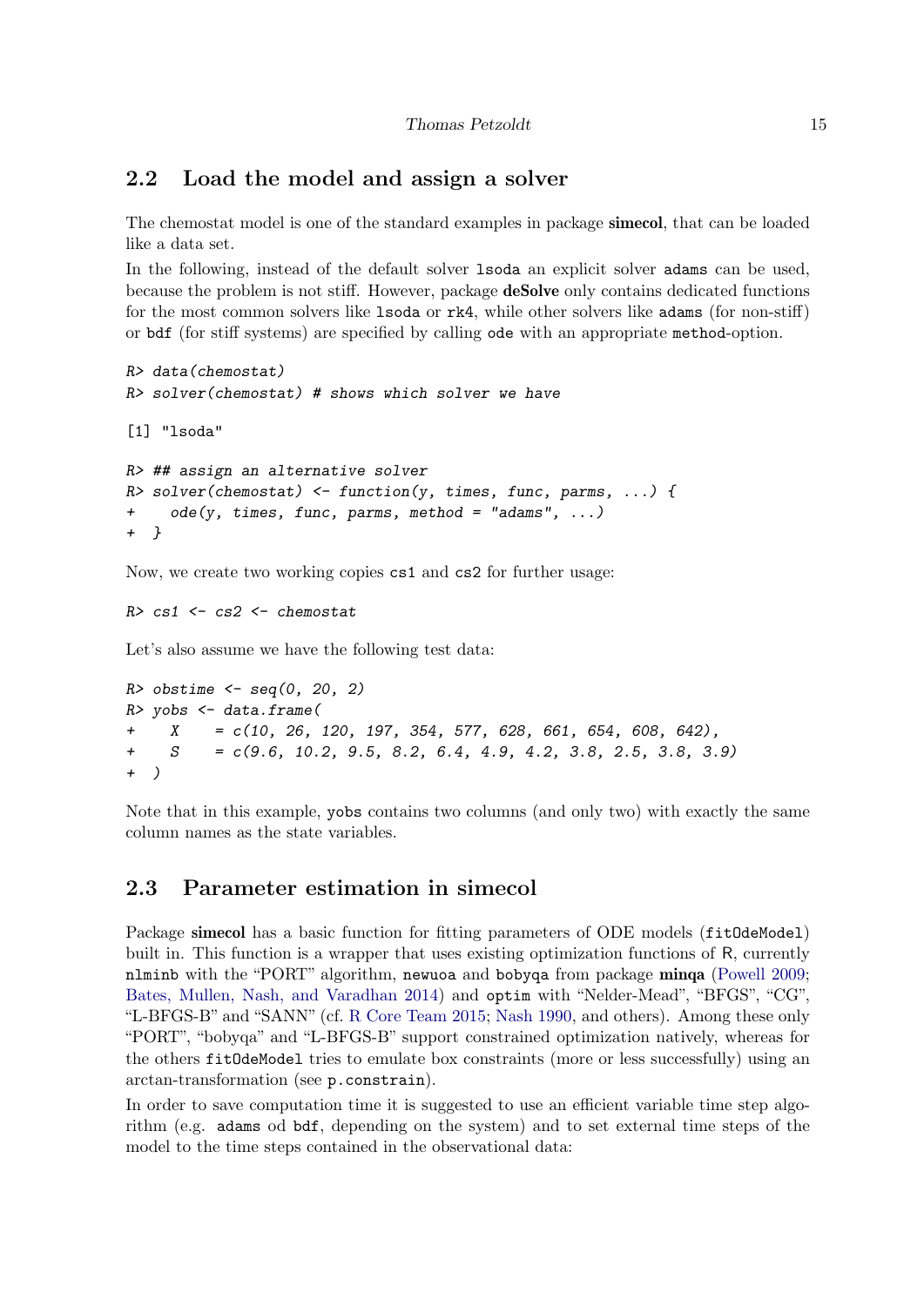## 2.2 Load the model and assign a solver

The chemostat model is one of the standard examples in package **simecol**, that can be loaded like a data set.

In the following, instead of the default solver `lsoda` an explicit solver `adams` can be used, because the problem is not stiff. However, package **deSolve** only contains dedicated functions for the most common solvers like `lsoda` or `rk4`, while other solvers like `adams` (for non-stiff) or `bdf` (for stiff systems) are specified by calling `ode` with an appropriate `method`-option.

```
R> data(chemostat)
R> solver(chemostat) # shows which solver we have

[1] "lsoda"

R> ## assign an alternative solver
R> solver(chemostat) <- function(y, times, func, parms, ...) {
+    ode(y, times, func, parms, method = "adams", ...)
+  }
```

Now, we create two working copies `cs1` and `cs2` for further usage:

```
R> cs1 <- cs2 <- chemostat
```

Let's also assume we have the following test data:

```
R> obstime <- seq(0, 20, 2)
R> yobs <- data.frame(
+    X    = c(10, 26, 120, 197, 354, 577, 628, 661, 654, 608, 642),
+    S    = c(9.6, 10.2, 9.5, 8.2, 6.4, 4.9, 4.2, 3.8, 2.5, 3.8, 3.9)
+  )
```

Note that in this example, `yobs` contains two columns (and only two) with exactly the same column names as the state variables.

## 2.3 Parameter estimation in simecol

Package **simecol** has a basic function for fitting parameters of ODE models (`fitOdeModel`) built in. This function is a wrapper that uses existing optimization functions of R, currently `nlminb` with the "PORT" algorithm, `newuoa` and `bobyqa` from package **minqa** (Powell 2009; Bates, Mullen, Nash, and Varadhan 2014) and `optim` with "Nelder-Mead", "BFGS", "CG", "L-BFGS-B" and "SANN" (cf. R Core Team 2015; Nash 1990, and others). Among these only "PORT", "bobyqa" and "L-BFGS-B" support constrained optimization natively, whereas for the others `fitOdeModel` tries to emulate box constraints (more or less successfully) using an arctan-transformation (see `p.constrain`).

In order to save computation time it is suggested to use an efficient variable time step algorithm (e.g. `adams` od `bdf`, depending on the system) and to set external time steps of the model to the time steps contained in the observational data: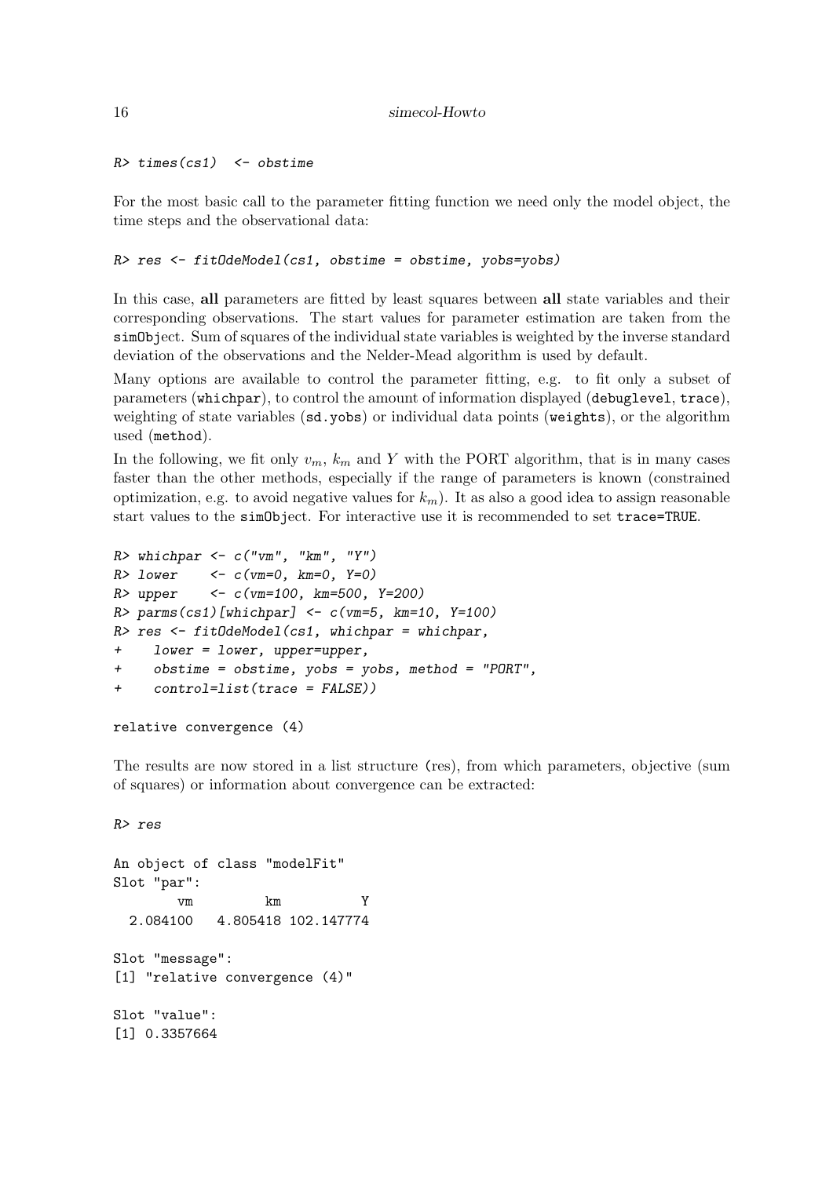```
R> times(cs1)  <- obstime
```

For the most basic call to the parameter fitting function we need only the model object, the time steps and the observational data:

```
R> res <- fitOdeModel(cs1, obstime = obstime, yobs=yobs)
```

In this case, **all** parameters are fitted by least squares between **all** state variables and their corresponding observations. The start values for parameter estimation are taken from the simObject. Sum of squares of the individual state variables is weighted by the inverse standard deviation of the observations and the Nelder-Mead algorithm is used by default.

Many options are available to control the parameter fitting, e.g. to fit only a subset of parameters (whichpar), to control the amount of information displayed (debuglevel, trace), weighting of state variables (sd.yobs) or individual data points (weights), or the algorithm used (method).

In the following, we fit only $v_m$, $k_m$ and $Y$ with the PORT algorithm, that is in many cases faster than the other methods, especially if the range of parameters is known (constrained optimization, e.g. to avoid negative values for $k_m$). It as also a good idea to assign reasonable start values to the simObject. For interactive use it is recommended to set trace=TRUE.

```
R> whichpar <- c("vm", "km", "Y")
R> lower    <- c(vm=0, km=0, Y=0)
R> upper    <- c(vm=100, km=500, Y=200)
R> parms(cs1)[whichpar] <- c(vm=5, km=10, Y=100)
R> res <- fitOdeModel(cs1, whichpar = whichpar,
+    lower = lower, upper=upper,
+    obstime = obstime, yobs = yobs, method = "PORT",
+    control=list(trace = FALSE))

relative convergence (4)
```

The results are now stored in a list structure (res), from which parameters, objective (sum of squares) or information about convergence can be extracted:

```
R> res

An object of class "modelFit"
Slot "par":
        vm         km          Y
  2.084100   4.805418 102.147774

Slot "message":
[1] "relative convergence (4)"

Slot "value":
[1] 0.3357664
```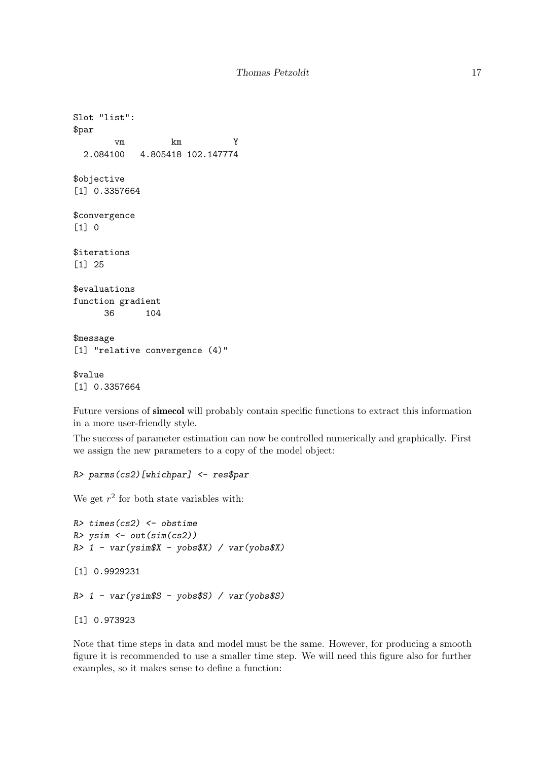```
Slot "list":
$par
        vm         km          Y
  2.084100   4.805418 102.147774

$objective
[1] 0.3357664

$convergence
[1] 0

$iterations
[1] 25

$evaluations
function gradient
      36      104

$message
[1] "relative convergence (4)"

$value
[1] 0.3357664
```

Future versions of **simecol** will probably contain specific functions to extract this information in a more user-friendly style.

The success of parameter estimation can now be controlled numerically and graphically. First we assign the new parameters to a copy of the model object:

```
R> parms(cs2)[whichpar] <- res$par
```

We get $r^2$ for both state variables with:

```
R> times(cs2) <- obstime
R> ysim <- out(sim(cs2))
R> 1 - var(ysim$X - yobs$X) / var(yobs$X)

[1] 0.9929231

R> 1 - var(ysim$S - yobs$S) / var(yobs$S)

[1] 0.973923
```

Note that time steps in data and model must be the same. However, for producing a smooth figure it is recommended to use a smaller time step. We will need this figure also for further examples, so it makes sense to define a function: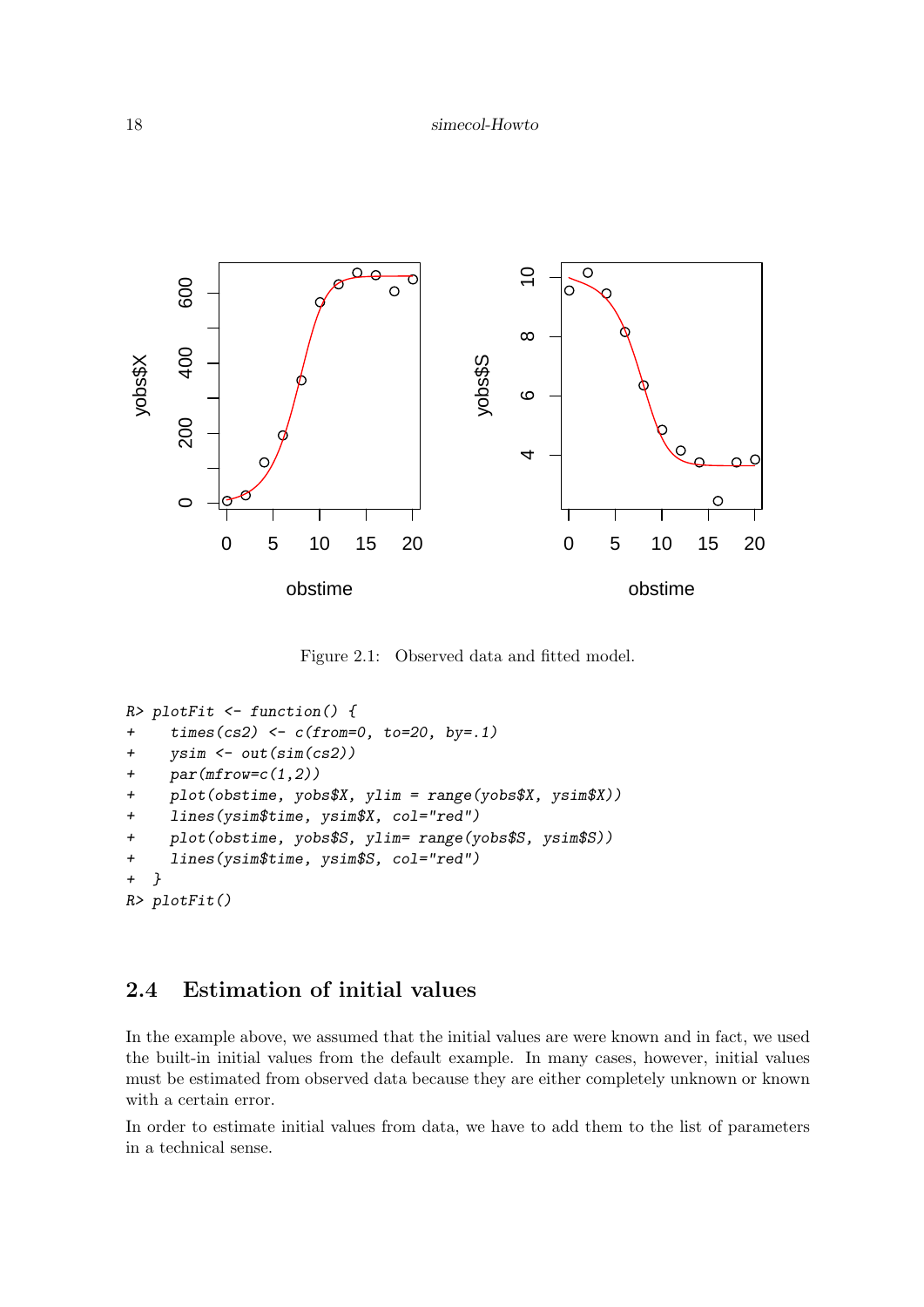Figure 2.1: Observed data and fitted model.

```
R> plotFit <- function() {
+    times(cs2) <- c(from=0, to=20, by=.1)
+    ysim <- out(sim(cs2))
+    par(mfrow=c(1,2))
+    plot(obstime, yobs$X, ylim = range(yobs$X, ysim$X))
+    lines(ysim$time, ysim$X, col="red")
+    plot(obstime, yobs$S, ylim= range(yobs$S, ysim$S))
+    lines(ysim$time, ysim$S, col="red")
+  }
R> plotFit()
```

## 2.4 Estimation of initial values

In the example above, we assumed that the initial values are were known and in fact, we used the built-in initial values from the default example. In many cases, however, initial values must be estimated from observed data because they are either completely unknown or known with a certain error.

In order to estimate initial values from data, we have to add them to the list of parameters in a technical sense.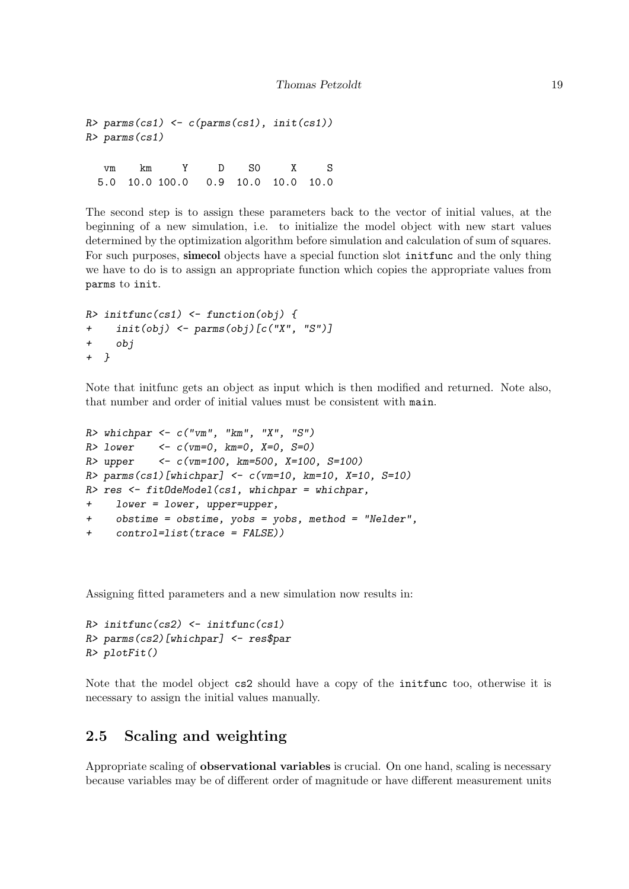```
R> parms(cs1) <- c(parms(cs1), init(cs1))
R> parms(cs1)

   vm    km     Y     D    S0     X     S
  5.0  10.0 100.0   0.9  10.0  10.0  10.0
```

The second step is to assign these parameters back to the vector of initial values, at the beginning of a new simulation, i.e. to initialize the model object with new start values determined by the optimization algorithm before simulation and calculation of sum of squares. For such purposes, **simecol** objects have a special function slot `initfunc` and the only thing we have to do is to assign an appropriate function which copies the appropriate values from `parms` to `init`.

```
R> initfunc(cs1) <- function(obj) {
+    init(obj) <- parms(obj)[c("X", "S")]
+    obj
+ }
```

Note that initfunc gets an object as input which is then modified and returned. Note also, that number and order of initial values must be consistent with `main`.

```
R> whichpar <- c("vm", "km", "X", "S")
R> lower    <- c(vm=0, km=0, X=0, S=0)
R> upper    <- c(vm=100, km=500, X=100, S=100)
R> parms(cs1)[whichpar] <- c(vm=10, km=10, X=10, S=10)
R> res <- fitOdeModel(cs1, whichpar = whichpar,
+    lower = lower, upper=upper,
+    obstime = obstime, yobs = yobs, method = "Nelder",
+    control=list(trace = FALSE))
```

Assigning fitted parameters and a new simulation now results in:

```
R> initfunc(cs2) <- initfunc(cs1)
R> parms(cs2)[whichpar] <- res$par
R> plotFit()
```

Note that the model object `cs2` should have a copy of the `initfunc` too, otherwise it is necessary to assign the initial values manually.

## 2.5 Scaling and weighting

Appropriate scaling of **observational variables** is crucial. On one hand, scaling is necessary because variables may be of different order of magnitude or have different measurement units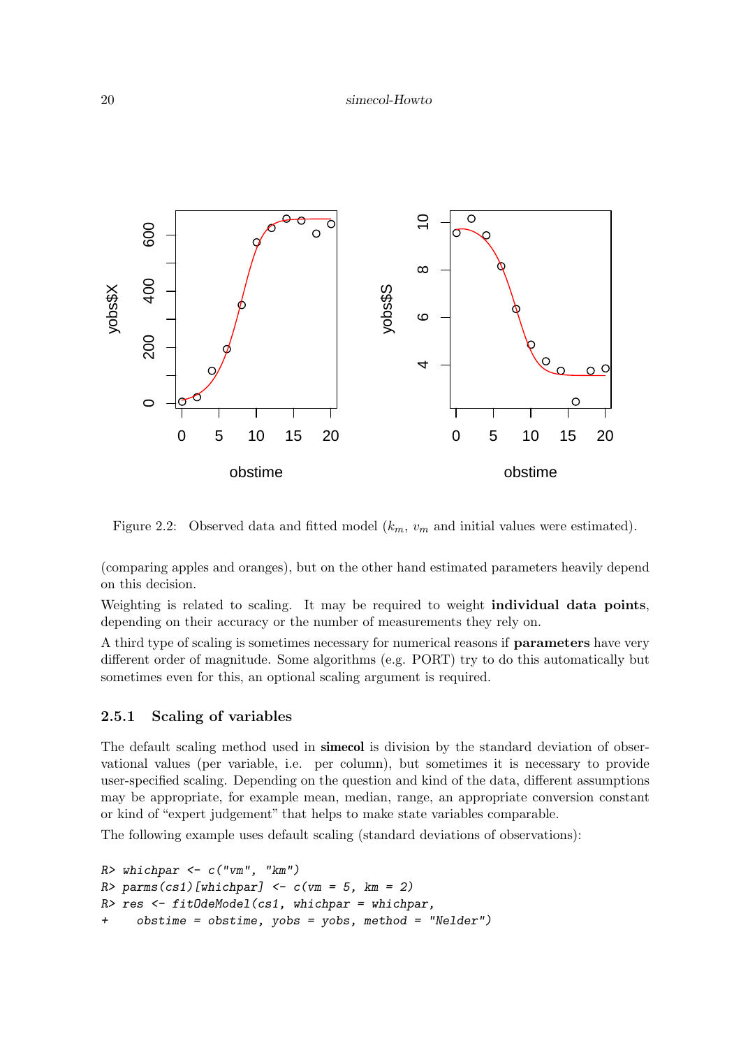Figure 2.2: Observed data and fitted model ($k_m$, $v_m$ and initial values were estimated).

(comparing apples and oranges), but on the other hand estimated parameters heavily depend on this decision.

Weighting is related to scaling. It may be required to weight **individual data points**, depending on their accuracy or the number of measurements they rely on.

A third type of scaling is sometimes necessary for numerical reasons if **parameters** have very different order of magnitude. Some algorithms (e.g. PORT) try to do this automatically but sometimes even for this, an optional scaling argument is required.

### 2.5.1 Scaling of variables

The default scaling method used in **simecol** is division by the standard deviation of observational values (per variable, i.e. per column), but sometimes it is necessary to provide user-specified scaling. Depending on the question and kind of the data, different assumptions may be appropriate, for example mean, median, range, an appropriate conversion constant or kind of "expert judgement" that helps to make state variables comparable.

The following example uses default scaling (standard deviations of observations):

```
R> whichpar <- c("vm", "km")
R> parms(cs1)[whichpar] <- c(vm = 5, km = 2)
R> res <- fitOdeModel(cs1, whichpar = whichpar,
+    obstime = obstime, yobs = yobs, method = "Nelder")
```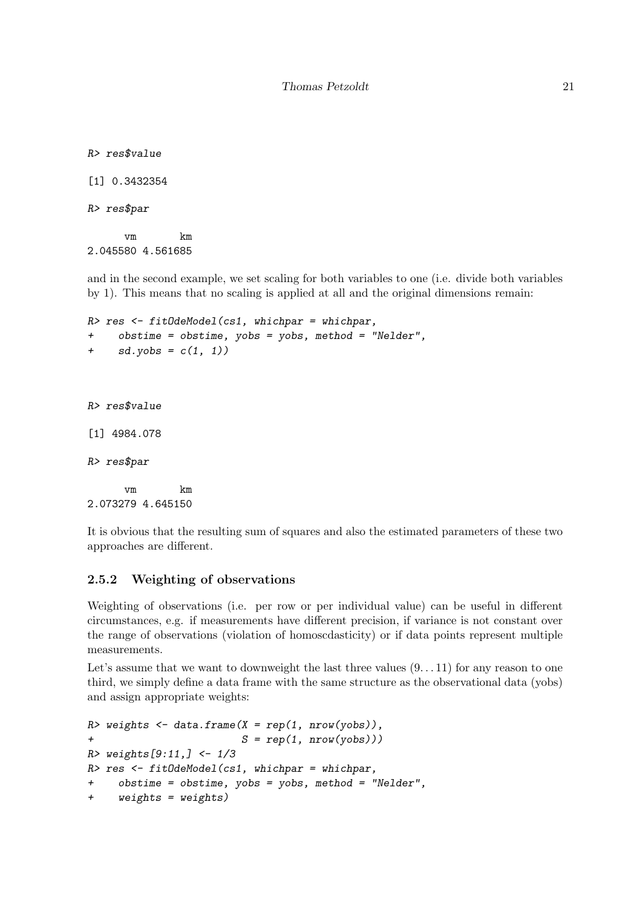```
R> res$value

[1] 0.3432354

R> res$par

      vm       km
2.045580 4.561685
```

and in the second example, we set scaling for both variables to one (i.e. divide both variables by 1). This means that no scaling is applied at all and the original dimensions remain:

```
R> res <- fitOdeModel(cs1, whichpar = whichpar,
+     obstime = obstime, yobs = yobs, method = "Nelder",
+     sd.yobs = c(1, 1))
```

```
R> res$value

[1] 4984.078

R> res$par

      vm       km
2.073279 4.645150
```

It is obvious that the resulting sum of squares and also the estimated parameters of these two approaches are different.

### 2.5.2 Weighting of observations

Weighting of observations (i.e. per row or per individual value) can be useful in different circumstances, e.g. if measurements have different precision, if variance is not constant over the range of observations (violation of homoscdasticity) or if data points represent multiple measurements.

Let's assume that we want to downweight the last three values (9...11) for any reason to one third, we simply define a data frame with the same structure as the observational data (yobs) and assign appropriate weights:

```
R> weights <- data.frame(X = rep(1, nrow(yobs)),
+                        S = rep(1, nrow(yobs)))
R> weights[9:11,] <- 1/3
R> res <- fitOdeModel(cs1, whichpar = whichpar,
+     obstime = obstime, yobs = yobs, method = "Nelder",
+     weights = weights)
```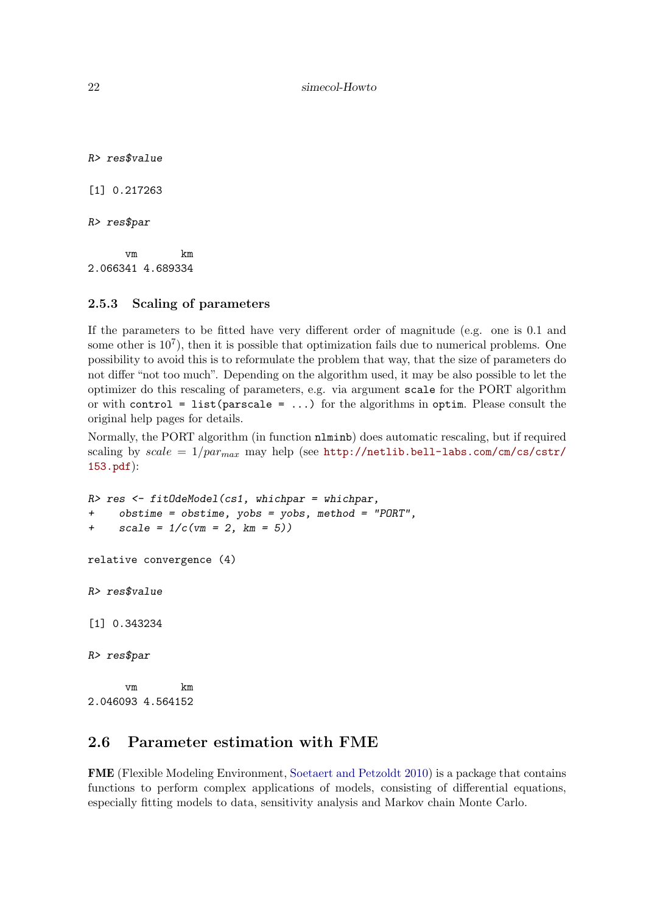```
R> res$value

[1] 0.217263

R> res$par

      vm       km 
2.066341 4.689334 
```

### 2.5.3 Scaling of parameters

If the parameters to be fitted have very different order of magnitude (e.g. one is 0.1 and some other is $10^7$), then it is possible that optimization fails due to numerical problems. One possibility to avoid this is to reformulate the problem that way, that the size of parameters do not differ "not too much". Depending on the algorithm used, it may be also possible to let the optimizer do this rescaling of parameters, e.g. via argument `scale` for the PORT algorithm or with `control = list(parscale = ...)` for the algorithms in `optim`. Please consult the original help pages for details.

Normally, the PORT algorithm (in function `nlminb`) does automatic rescaling, but if required scaling by $scale = 1/par_{max}$ may help (see http://netlib.bell-labs.com/cm/cs/cstr/153.pdf):

```
R> res <- fitOdeModel(cs1, whichpar = whichpar,
+    obstime = obstime, yobs = yobs, method = "PORT",
+    scale = 1/c(vm = 2, km = 5))

relative convergence (4)

R> res$value

[1] 0.343234

R> res$par

      vm       km 
2.046093 4.564152 
```

## 2.6 Parameter estimation with FME

**FME** (Flexible Modeling Environment, Soetaert and Petzoldt 2010) is a package that contains functions to perform complex applications of models, consisting of differential equations, especially fitting models to data, sensitivity analysis and Markov chain Monte Carlo.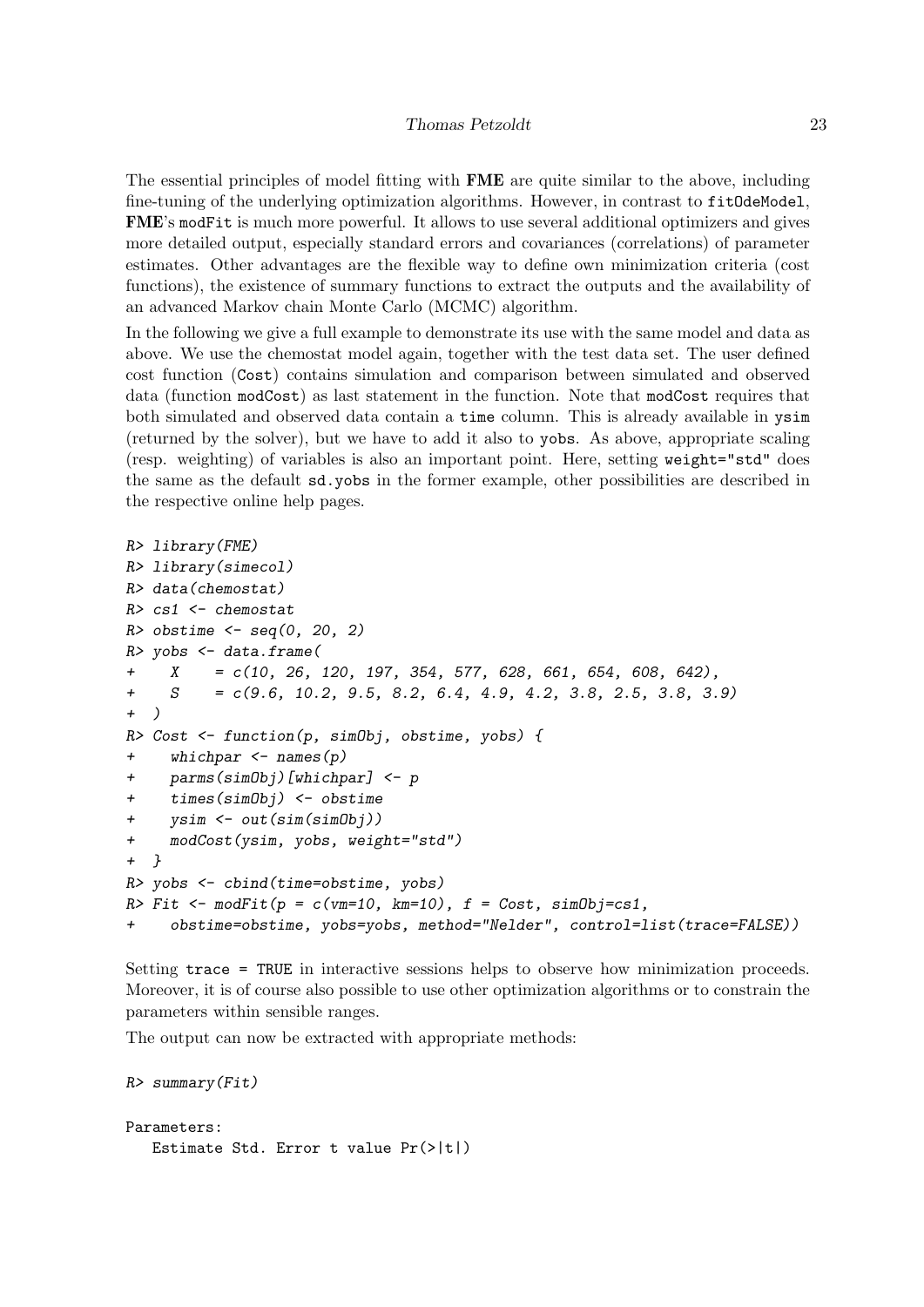The essential principles of model fitting with **FME** are quite similar to the above, including fine-tuning of the underlying optimization algorithms. However, in contrast to `fitOdeModel`, **FME**'s `modFit` is much more powerful. It allows to use several additional optimizers and gives more detailed output, especially standard errors and covariances (correlations) of parameter estimates. Other advantages are the flexible way to define own minimization criteria (cost functions), the existence of summary functions to extract the outputs and the availability of an advanced Markov chain Monte Carlo (MCMC) algorithm.

In the following we give a full example to demonstrate its use with the same model and data as above. We use the chemostat model again, together with the test data set. The user defined cost function (`Cost`) contains simulation and comparison between simulated and observed data (function `modCost`) as last statement in the function. Note that `modCost` requires that both simulated and observed data contain a `time` column. This is already available in `ysim` (returned by the solver), but we have to add it also to `yobs`. As above, appropriate scaling (resp. weighting) of variables is also an important point. Here, setting `weight="std"` does the same as the default `sd.yobs` in the former example, other possibilities are described in the respective online help pages.

```
R> library(FME)
R> library(simecol)
R> data(chemostat)
R> cs1 <- chemostat
R> obstime <- seq(0, 20, 2)
R> yobs <- data.frame(
+    X    = c(10, 26, 120, 197, 354, 577, 628, 661, 654, 608, 642),
+    S    = c(9.6, 10.2, 9.5, 8.2, 6.4, 4.9, 4.2, 3.8, 2.5, 3.8, 3.9)
+ )
R> Cost <- function(p, simObj, obstime, yobs) {
+    whichpar <- names(p)
+    parms(simObj)[whichpar] <- p
+    times(simObj) <- obstime
+    ysim <- out(sim(simObj))
+    modCost(ysim, yobs, weight="std")
+ }
R> yobs <- cbind(time=obstime, yobs)
R> Fit <- modFit(p = c(vm=10, km=10), f = Cost, simObj=cs1,
+    obstime=obstime, yobs=yobs, method="Nelder", control=list(trace=FALSE))
```

Setting `trace = TRUE` in interactive sessions helps to observe how minimization proceeds. Moreover, it is of course also possible to use other optimization algorithms or to constrain the parameters within sensible ranges.

The output can now be extracted with appropriate methods:

```
R> summary(Fit)

Parameters:
   Estimate Std. Error t value Pr(>|t|)
```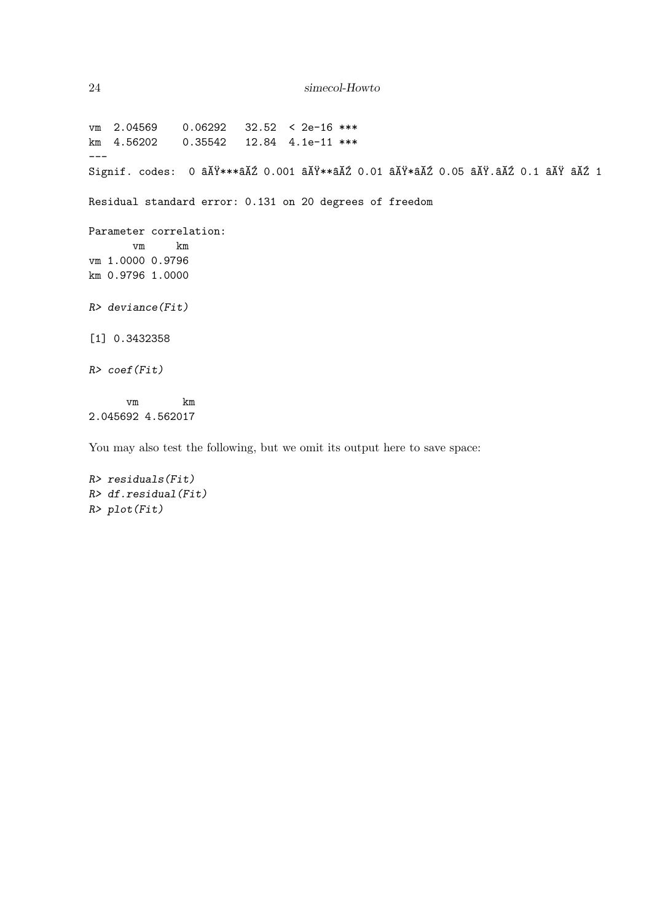```
vm  2.04569    0.06292   32.52  < 2e-16 ***
km  4.56202    0.35542   12.84  4.1e-11 ***
---
Signif. codes:  0 âĂŸ***âĂŹ 0.001 âĂŸ**âĂŹ 0.01 âĂŸ*âĂŹ 0.05 âĂŸ.âĂŹ 0.1 âĂŸ âĂŹ 1

Residual standard error: 0.131 on 20 degrees of freedom

Parameter correlation:
       vm     km
vm 1.0000 0.9796
km 0.9796 1.0000
```

```
R> deviance(Fit)
```

```
[1] 0.3432358
```

```
R> coef(Fit)
```

```
      vm       km
2.045692 4.562017
```

You may also test the following, but we omit its output here to save space:

```
R> residuals(Fit)
R> df.residual(Fit)
R> plot(Fit)
```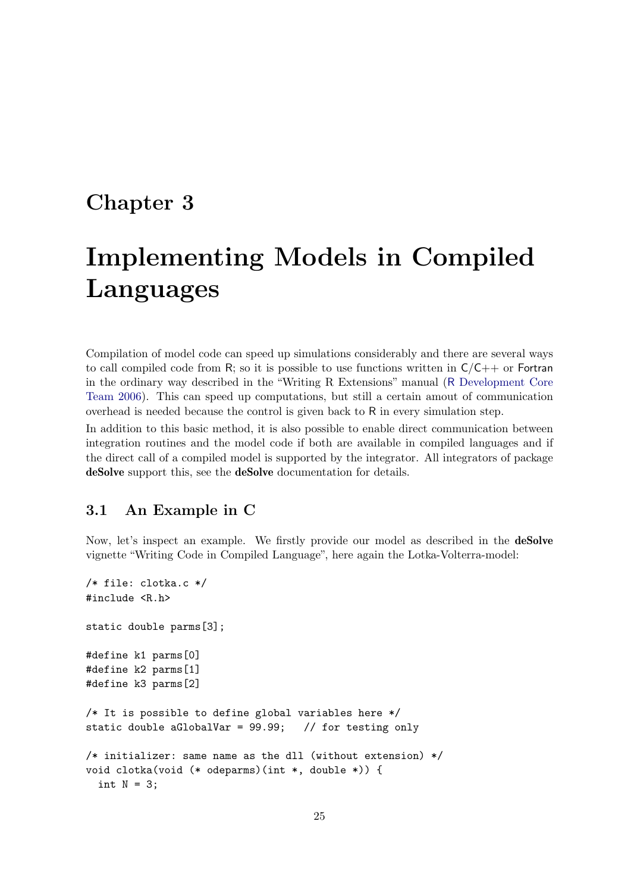# Chapter 3

# Implementing Models in Compiled Languages

Compilation of model code can speed up simulations considerably and there are several ways to call compiled code from R; so it is possible to use functions written in C/C++ or Fortran in the ordinary way described in the "Writing R Extensions" manual (R Development Core Team 2006). This can speed up computations, but still a certain amout of communication overhead is needed because the control is given back to R in every simulation step.

In addition to this basic method, it is also possible to enable direct communication between integration routines and the model code if both are available in compiled languages and if the direct call of a compiled model is supported by the integrator. All integrators of package **deSolve** support this, see the **deSolve** documentation for details.

## 3.1 An Example in C

Now, let's inspect an example. We firstly provide our model as described in the **deSolve** vignette "Writing Code in Compiled Language", here again the Lotka-Volterra-model:

```
/* file: clotka.c */
#include <R.h>

static double parms[3];

#define k1 parms[0]
#define k2 parms[1]
#define k3 parms[2]

/* It is possible to define global variables here */
static double aGlobalVar = 99.99;   // for testing only

/* initializer: same name as the dll (without extension) */
void clotka(void (* odeparms)(int *, double *)) {
  int N = 3;
```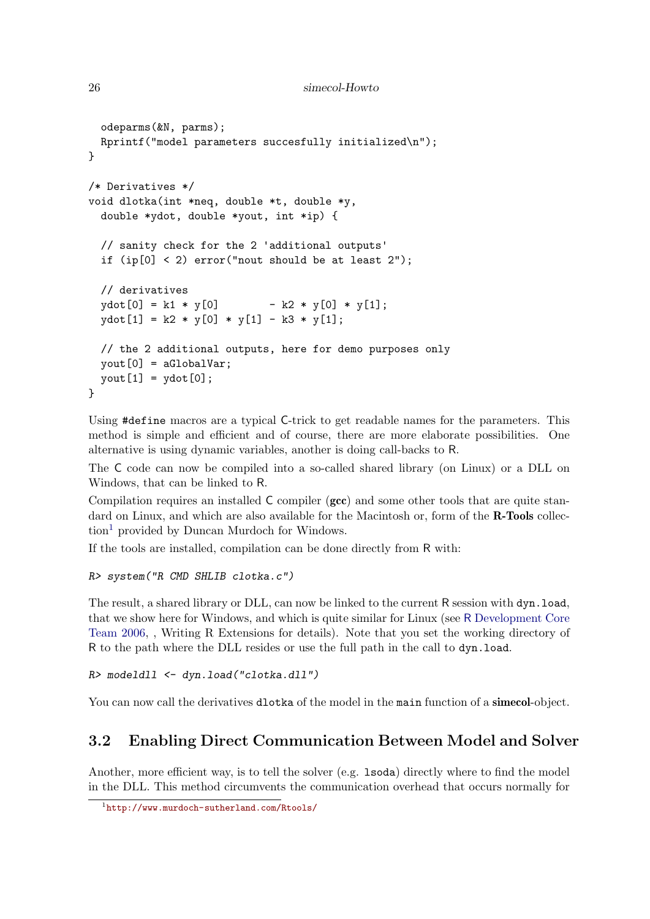```
  odeparms(&N, parms);
  Rprintf("model parameters succesfully initialized\n");
}

/* Derivatives */
void dlotka(int *neq, double *t, double *y,
  double *ydot, double *yout, int *ip) {

  // sanity check for the 2 'additional outputs'
  if (ip[0] < 2) error("nout should be at least 2");

  // derivatives
  ydot[0] = k1 * y[0]        - k2 * y[0] * y[1];
  ydot[1] = k2 * y[0] * y[1] - k3 * y[1];

  // the 2 additional outputs, here for demo purposes only
  yout[0] = aGlobalVar;
  yout[1] = ydot[0];
}
```

Using `#define` macros are a typical C-trick to get readable names for the parameters. This method is simple and efficient and of course, there are more elaborate possibilities. One alternative is using dynamic variables, another is doing call-backs to R.

The C code can now be compiled into a so-called shared library (on Linux) or a DLL on Windows, that can be linked to R.

Compilation requires an installed C compiler (**gcc**) and some other tools that are quite standard on Linux, and which are also available for the Macintosh or, form of the **R-Tools** collection[1] provided by Duncan Murdoch for Windows.

If the tools are installed, compilation can be done directly from R with:

```
R> system("R CMD SHLIB clotka.c")
```

The result, a shared library or DLL, can now be linked to the current R session with `dyn.load`, that we show here for Windows, and which is quite similar for Linux (see R Development Core Team 2006, , Writing R Extensions for details). Note that you set the working directory of R to the path where the DLL resides or use the full path in the call to `dyn.load`.

```
R> modeldll <- dyn.load("clotka.dll")
```

You can now call the derivatives `dlotka` of the model in the `main` function of a **simecol**-object.

## 3.2 Enabling Direct Communication Between Model and Solver

Another, more efficient way, is to tell the solver (e.g. `lsoda`) directly where to find the model in the DLL. This method circumvents the communication overhead that occurs normally for

[1] http://www.murdoch-sutherland.com/Rtools/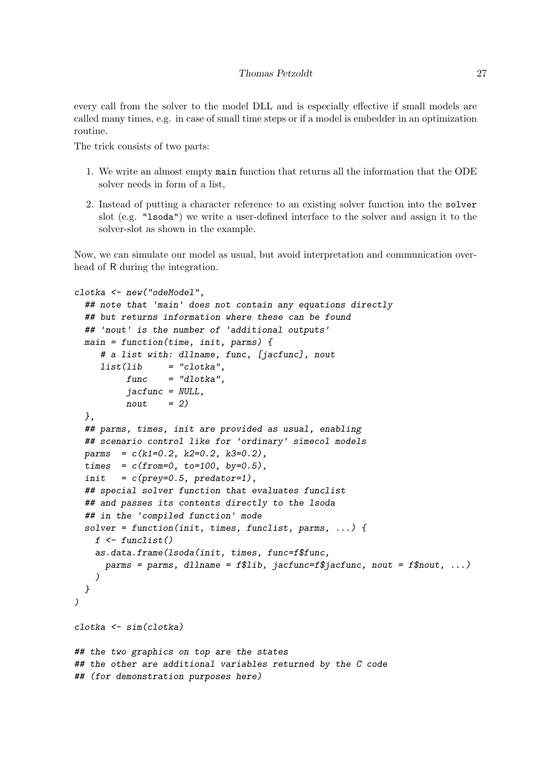every call from the solver to the model DLL and is especially effective if small models are called many times, e.g. in case of small time steps or if a model is embedder in an optimization routine.

The trick consists of two parts:

1. We write an almost empty `main` function that returns all the information that the ODE solver needs in form of a list,
2. Instead of putting a character reference to an existing solver function into the `solver` slot (e.g. `"lsoda"`) we write a user-defined interface to the solver and assign it to the solver-slot as shown in the example.

Now, we can simulate our model as usual, but avoid interpretation and communication overhead of R during the integration.

```
clotka <- new("odeModel",
  ## note that 'main' does not contain any equations directly
  ## but returns information where these can be found
  ## 'nout' is the number of 'additional outputs'
  main = function(time, init, parms) {
     # a list with: dllname, func, [jacfunc], nout
     list(lib     = "clotka",
          func    = "dlotka",
          jacfunc = NULL,
          nout    = 2)
  },
  ## parms, times, init are provided as usual, enabling
  ## scenario control like for 'ordinary' simecol models
  parms  = c(k1=0.2, k2=0.2, k3=0.2),
  times  = c(from=0, to=100, by=0.5),
  init   = c(prey=0.5, predator=1),
  ## special solver function that evaluates funclist
  ## and passes its contents directly to the lsoda
  ## in the 'compiled function' mode
  solver = function(init, times, funclist, parms, ...) {
    f <- funclist()
    as.data.frame(lsoda(init, times, func=f$func,
      parms = parms, dllname = f$lib, jacfunc=f$jacfunc, nout = f$nout, ...)
    )
  }
)

clotka <- sim(clotka)

## the two graphics on top are the states
## the other are additional variables returned by the C code
## (for demonstration purposes here)
```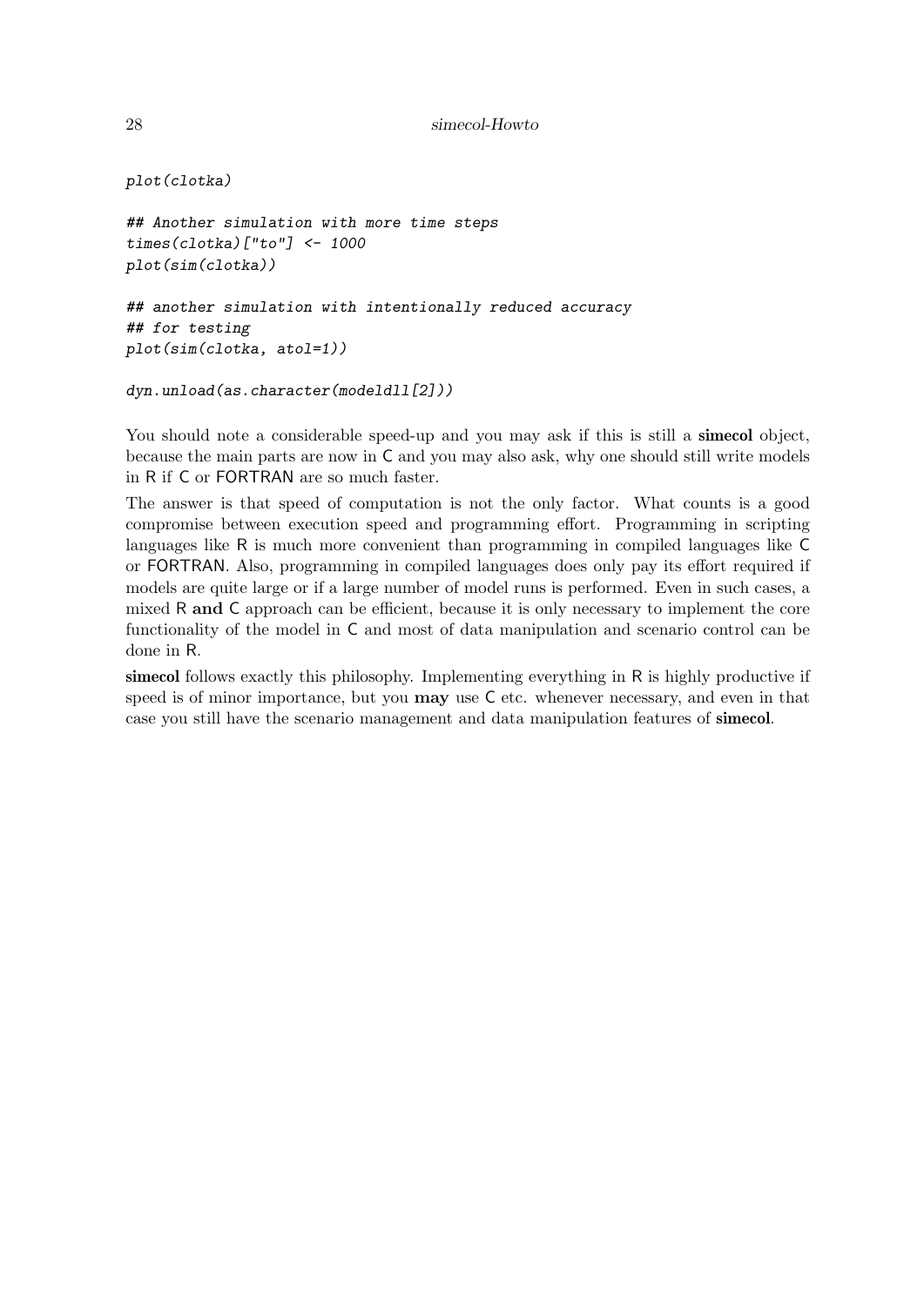```
plot(clotka)

## Another simulation with more time steps
times(clotka)["to"] <- 1000
plot(sim(clotka))

## another simulation with intentionally reduced accuracy
## for testing
plot(sim(clotka, atol=1))

dyn.unload(as.character(modeldll[2]))
```

You should note a considerable speed-up and you may ask if this is still a **simecol** object, because the main parts are now in C and you may also ask, why one should still write models in R if C or FORTRAN are so much faster.

The answer is that speed of computation is not the only factor. What counts is a good compromise between execution speed and programming effort. Programming in scripting languages like R is much more convenient than programming in compiled languages like C or FORTRAN. Also, programming in compiled languages does only pay its effort required if models are quite large or if a large number of model runs is performed. Even in such cases, a mixed R **and** C approach can be efficient, because it is only necessary to implement the core functionality of the model in C and most of data manipulation and scenario control can be done in R.

**simecol** follows exactly this philosophy. Implementing everything in R is highly productive if speed is of minor importance, but you **may** use C etc. whenever necessary, and even in that case you still have the scenario management and data manipulation features of **simecol**.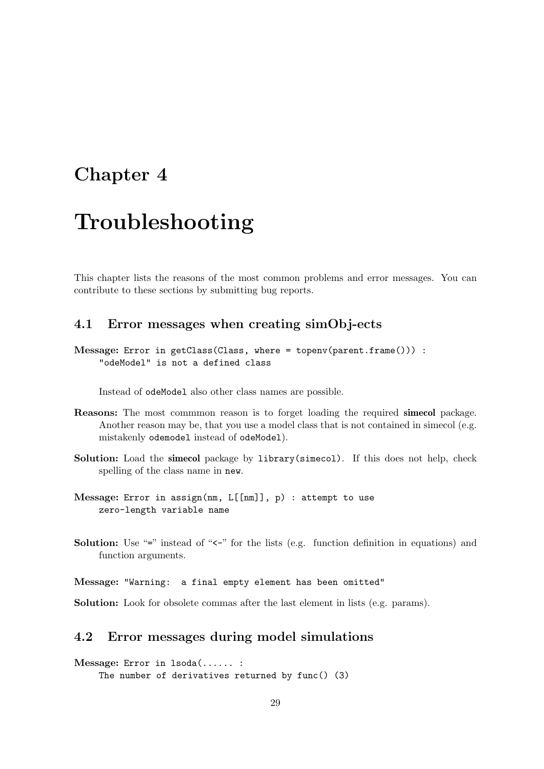# Chapter 4

# Troubleshooting

This chapter lists the reasons of the most common problems and error messages. You can contribute to these sections by submitting bug reports.

## 4.1 Error messages when creating simObj-ects

**Message:** `Error in getClass(Class, where = topenv(parent.frame())) :`
`"odeModel" is not a defined class`

Instead of `odeModel` also other class names are possible.

**Reasons:** The most commmon reason is to forget loading the required **simecol** package. Another reason may be, that you use a model class that is not contained in simecol (e.g. mistakenly `odemodel` instead of `odeModel`).

**Solution:** Load the **simecol** package by `library(simecol)`. If this does not help, check spelling of the class name in `new`.

**Message:** `Error in assign(nm, L[[nm]], p) : attempt to use`
`zero-length variable name`

**Solution:** Use "`=`" instead of "`<-`" for the lists (e.g. function definition in equations) and function arguments.

**Message:** `"Warning: a final empty element has been omitted"`

**Solution:** Look for obsolete commas after the last element in lists (e.g. params).

## 4.2 Error messages during model simulations

**Message:** `Error in lsoda(...... :`
`The number of derivatives returned by func() (3)`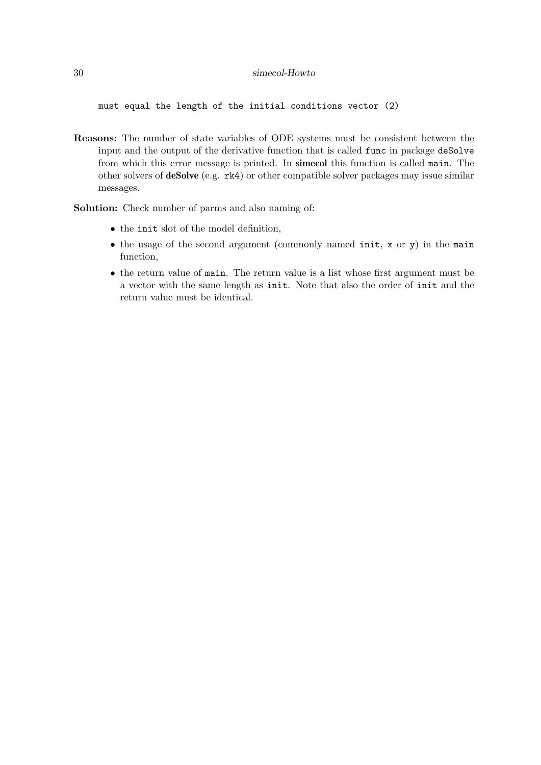```
must equal the length of the initial conditions vector (2)
```

**Reasons:** The number of state variables of ODE systems must be consistent between the input and the output of the derivative function that is called `func` in package `deSolve` from which this error message is printed. In **simecol** this function is called `main`. The other solvers of **deSolve** (e.g. `rk4`) or other compatible solver packages may issue similar messages.

**Solution:** Check number of parms and also naming of:

- the `init` slot of the model definition,
- the usage of the second argument (commonly named `init`, `x` or `y`) in the `main` function,
- the return value of `main`. The return value is a list whose first argument must be a vector with the same length as `init`. Note that also the order of `init` and the return value must be identical.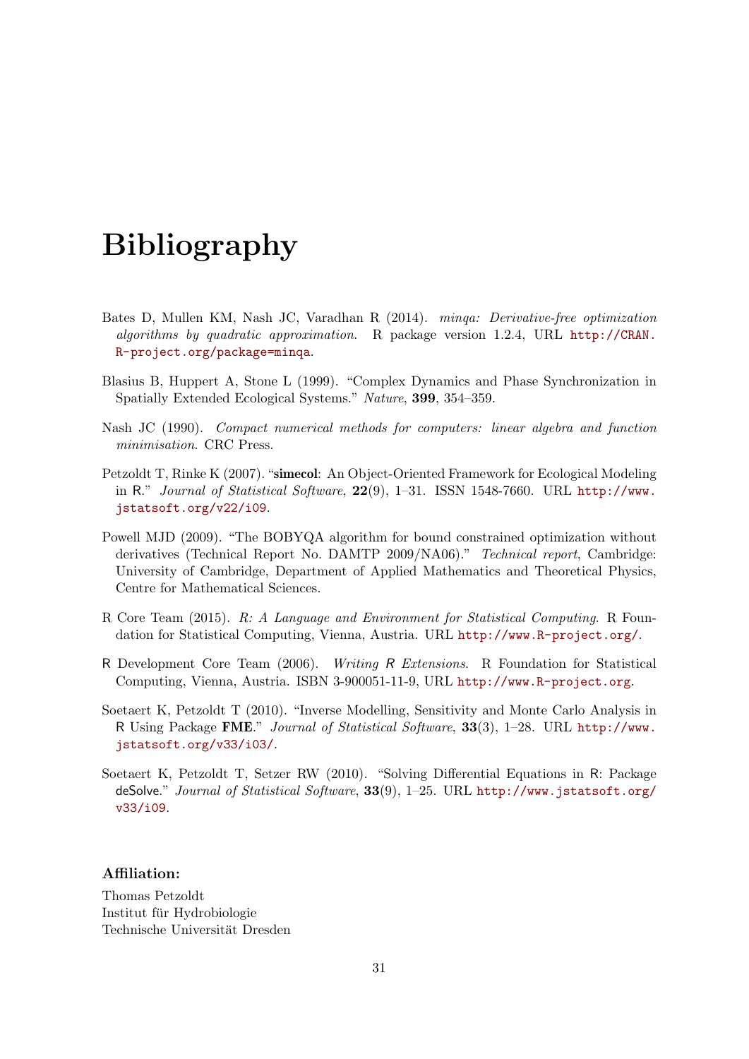# Bibliography

Bates D, Mullen KM, Nash JC, Varadhan R (2014). *minqa: Derivative-free optimization algorithms by quadratic approximation*. R package version 1.2.4, URL http://CRAN.R-project.org/package=minqa.

Blasius B, Huppert A, Stone L (1999). "Complex Dynamics and Phase Synchronization in Spatially Extended Ecological Systems." *Nature*, **399**, 354–359.

Nash JC (1990). *Compact numerical methods for computers: linear algebra and function minimisation*. CRC Press.

Petzoldt T, Rinke K (2007). "**simecol**: An Object-Oriented Framework for Ecological Modeling in R." *Journal of Statistical Software*, **22**(9), 1–31. ISSN 1548-7660. URL http://www.jstatsoft.org/v22/i09.

Powell MJD (2009). "The BOBYQA algorithm for bound constrained optimization without derivatives (Technical Report No. DAMTP 2009/NA06)." *Technical report*, Cambridge: University of Cambridge, Department of Applied Mathematics and Theoretical Physics, Centre for Mathematical Sciences.

R Core Team (2015). *R: A Language and Environment for Statistical Computing*. R Foundation for Statistical Computing, Vienna, Austria. URL http://www.R-project.org/.

R Development Core Team (2006). *Writing R Extensions*. R Foundation for Statistical Computing, Vienna, Austria. ISBN 3-900051-11-9, URL http://www.R-project.org.

Soetaert K, Petzoldt T (2010). "Inverse Modelling, Sensitivity and Monte Carlo Analysis in R Using Package **FME**." *Journal of Statistical Software*, **33**(3), 1–28. URL http://www.jstatsoft.org/v33/i03/.

Soetaert K, Petzoldt T, Setzer RW (2010). "Solving Differential Equations in R: Package deSolve." *Journal of Statistical Software*, **33**(9), 1–25. URL http://www.jstatsoft.org/v33/i09.

**Affiliation:**

Thomas Petzoldt
Institut für Hydrobiologie
Technische Universität Dresden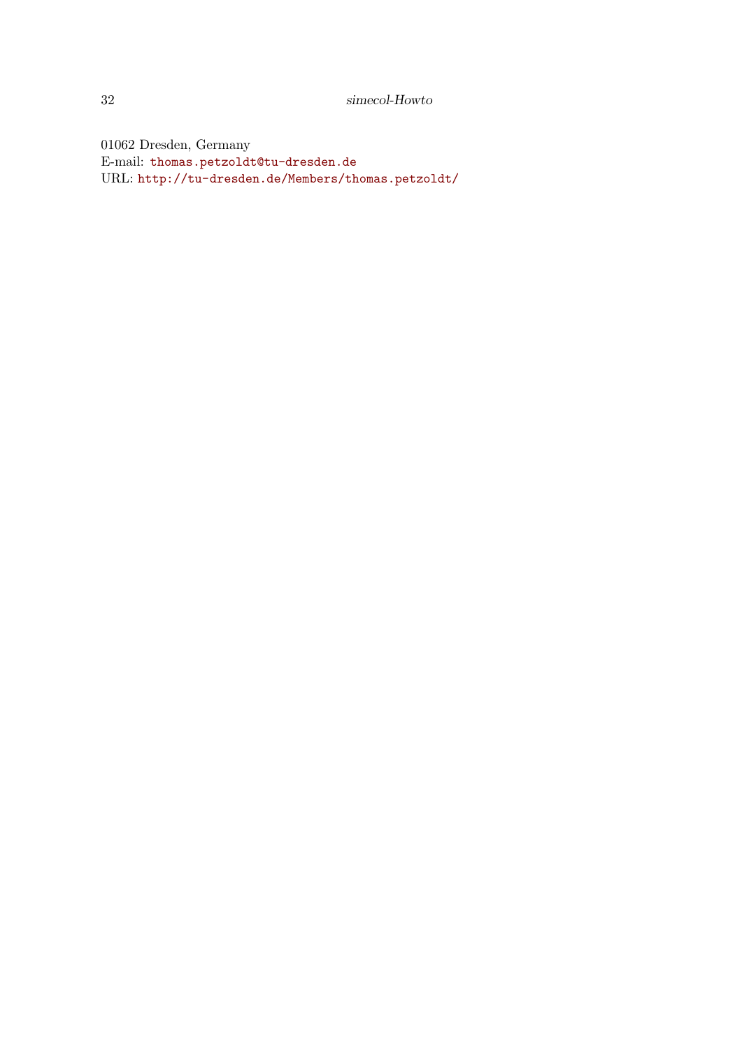01062 Dresden, Germany
E-mail: thomas.petzoldt@tu-dresden.de
URL: http://tu-dresden.de/Members/thomas.petzoldt/